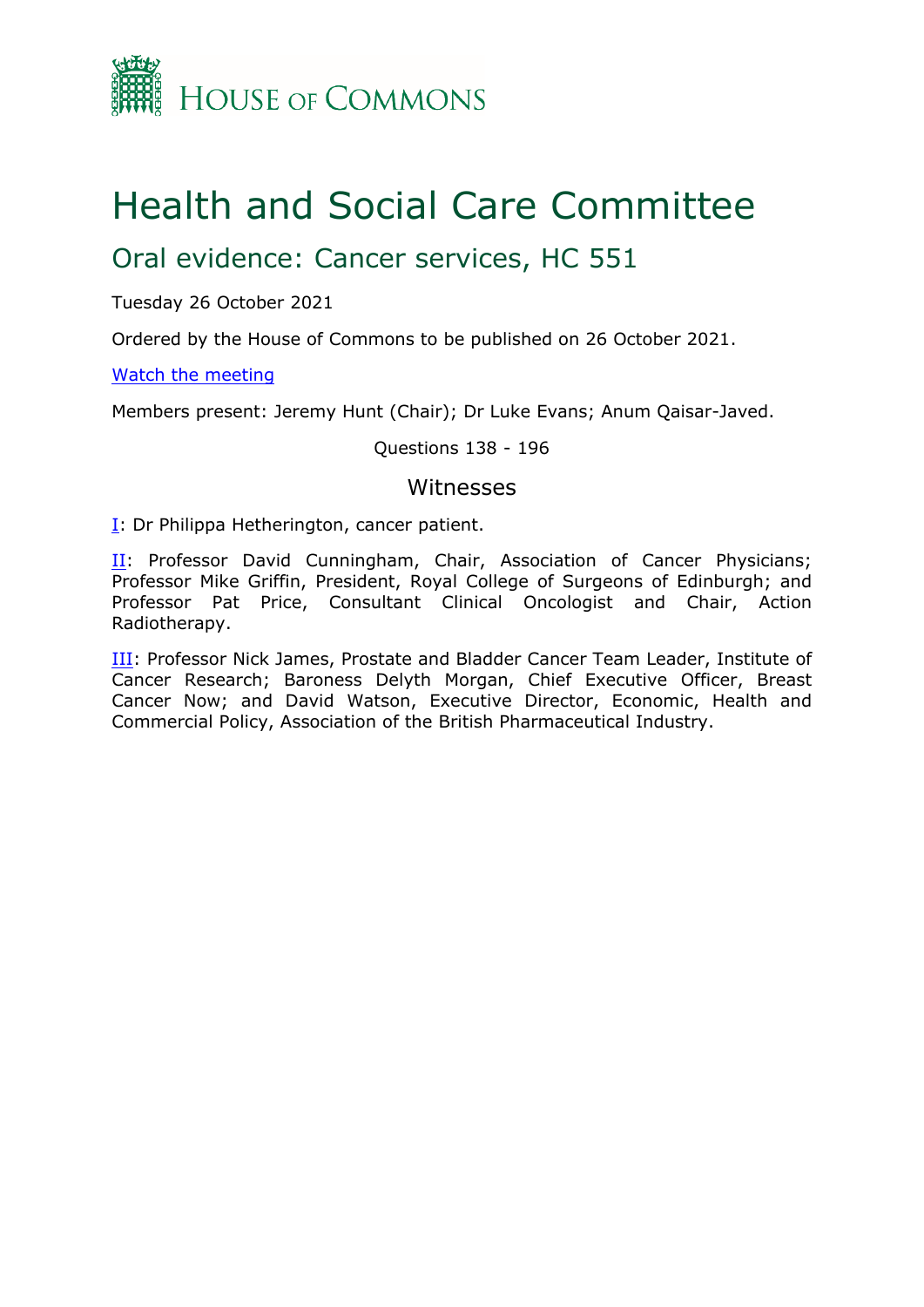HOUSE OF COMMONS

# Health and Social Care Committee

## Oral evidence: Cancer services, HC 551

Tuesday 26 October 2021

Ordered by the House of Commons to be published on 26 October 2021.

[Watch the meeting](#)

Members present: Jeremy Hunt (Chair); Dr Luke Evans; Anum Qaisar-Javed.

Questions 138 - 196

### Witnesses

[I](#): Dr Philippa Hetherington, cancer patient.

[II](#): Professor David Cunningham, Chair, Association of Cancer Physicians; Professor Mike Griffin, President, Royal College of Surgeons of Edinburgh; and Professor Pat Price, Consultant Clinical Oncologist and Chair, Action Radiotherapy.

[III](#): Professor Nick James, Prostate and Bladder Cancer Team Leader, Institute of Cancer Research; Baroness Delyth Morgan, Chief Executive Officer, Breast Cancer Now; and David Watson, Executive Director, Economic, Health and Commercial Policy, Association of the British Pharmaceutical Industry.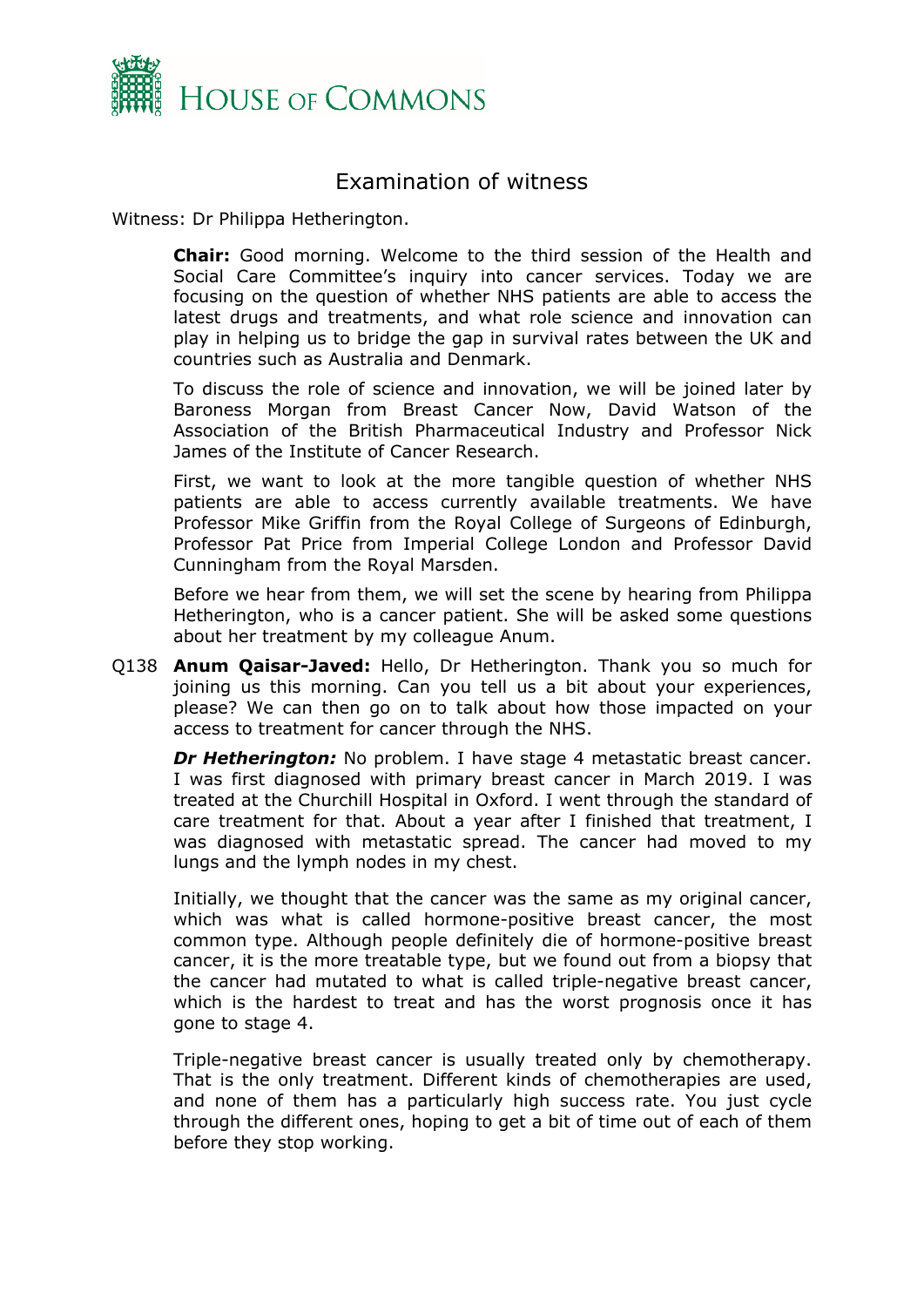# Examination of witness

Witness: Dr Philippa Hetherington.

**Chair:** Good morning. Welcome to the third session of the Health and Social Care Committee's inquiry into cancer services. Today we are focusing on the question of whether NHS patients are able to access the latest drugs and treatments, and what role science and innovation can play in helping us to bridge the gap in survival rates between the UK and countries such as Australia and Denmark.

To discuss the role of science and innovation, we will be joined later by Baroness Morgan from Breast Cancer Now, David Watson of the Association of the British Pharmaceutical Industry and Professor Nick James of the Institute of Cancer Research.

First, we want to look at the more tangible question of whether NHS patients are able to access currently available treatments. We have Professor Mike Griffin from the Royal College of Surgeons of Edinburgh, Professor Pat Price from Imperial College London and Professor David Cunningham from the Royal Marsden.

Before we hear from them, we will set the scene by hearing from Philippa Hetherington, who is a cancer patient. She will be asked some questions about her treatment by my colleague Anum.

Q138 **Anum Qaisar-Javed:** Hello, Dr Hetherington. Thank you so much for joining us this morning. Can you tell us a bit about your experiences, please? We can then go on to talk about how those impacted on your access to treatment for cancer through the NHS.

***Dr Hetherington:*** No problem. I have stage 4 metastatic breast cancer. I was first diagnosed with primary breast cancer in March 2019. I was treated at the Churchill Hospital in Oxford. I went through the standard of care treatment for that. About a year after I finished that treatment, I was diagnosed with metastatic spread. The cancer had moved to my lungs and the lymph nodes in my chest.

Initially, we thought that the cancer was the same as my original cancer, which was what is called hormone-positive breast cancer, the most common type. Although people definitely die of hormone-positive breast cancer, it is the more treatable type, but we found out from a biopsy that the cancer had mutated to what is called triple-negative breast cancer, which is the hardest to treat and has the worst prognosis once it has gone to stage 4.

Triple-negative breast cancer is usually treated only by chemotherapy. That is the only treatment. Different kinds of chemotherapies are used, and none of them has a particularly high success rate. You just cycle through the different ones, hoping to get a bit of time out of each of them before they stop working.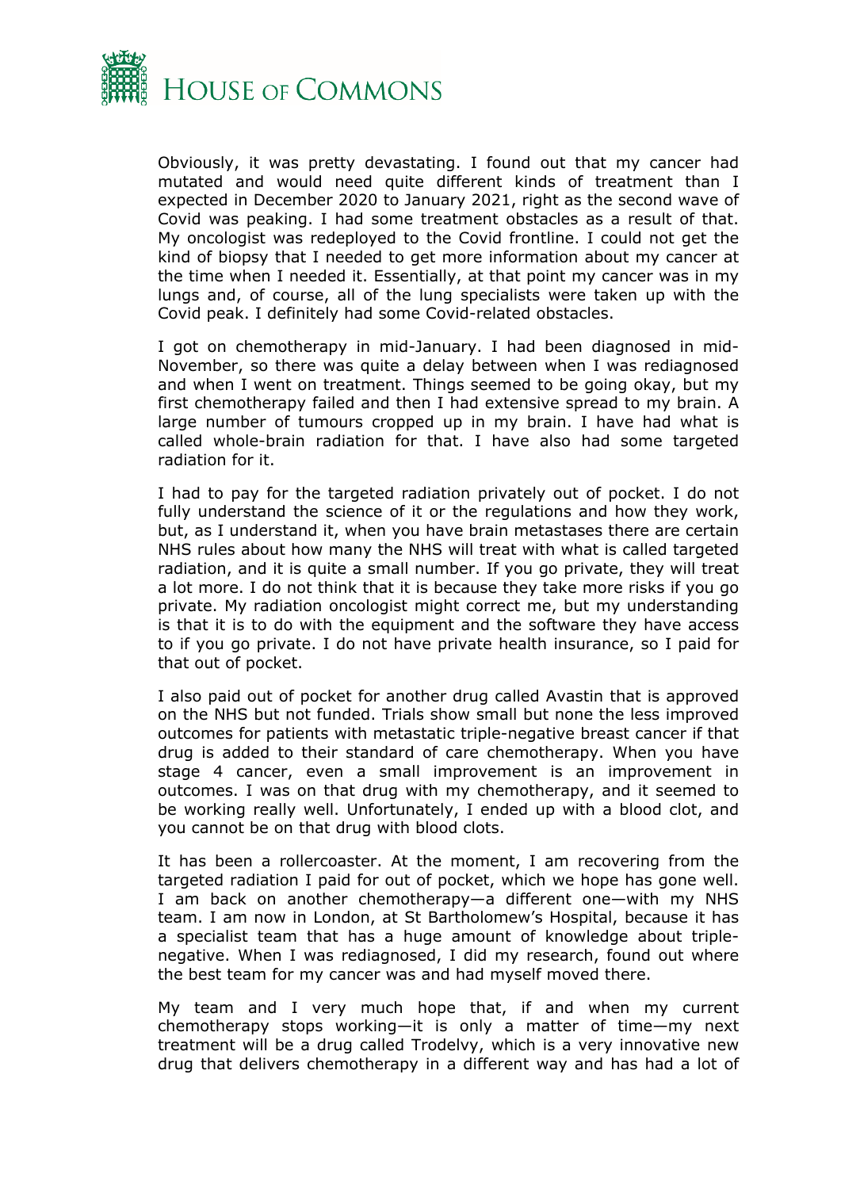Obviously, it was pretty devastating. I found out that my cancer had mutated and would need quite different kinds of treatment than I expected in December 2020 to January 2021, right as the second wave of Covid was peaking. I had some treatment obstacles as a result of that. My oncologist was redeployed to the Covid frontline. I could not get the kind of biopsy that I needed to get more information about my cancer at the time when I needed it. Essentially, at that point my cancer was in my lungs and, of course, all of the lung specialists were taken up with the Covid peak. I definitely had some Covid-related obstacles.

I got on chemotherapy in mid-January. I had been diagnosed in mid-November, so there was quite a delay between when I was rediagnosed and when I went on treatment. Things seemed to be going okay, but my first chemotherapy failed and then I had extensive spread to my brain. A large number of tumours cropped up in my brain. I have had what is called whole-brain radiation for that. I have also had some targeted radiation for it.

I had to pay for the targeted radiation privately out of pocket. I do not fully understand the science of it or the regulations and how they work, but, as I understand it, when you have brain metastases there are certain NHS rules about how many the NHS will treat with what is called targeted radiation, and it is quite a small number. If you go private, they will treat a lot more. I do not think that it is because they take more risks if you go private. My radiation oncologist might correct me, but my understanding is that it is to do with the equipment and the software they have access to if you go private. I do not have private health insurance, so I paid for that out of pocket.

I also paid out of pocket for another drug called Avastin that is approved on the NHS but not funded. Trials show small but none the less improved outcomes for patients with metastatic triple-negative breast cancer if that drug is added to their standard of care chemotherapy. When you have stage 4 cancer, even a small improvement is an improvement in outcomes. I was on that drug with my chemotherapy, and it seemed to be working really well. Unfortunately, I ended up with a blood clot, and you cannot be on that drug with blood clots.

It has been a rollercoaster. At the moment, I am recovering from the targeted radiation I paid for out of pocket, which we hope has gone well. I am back on another chemotherapy—a different one—with my NHS team. I am now in London, at St Bartholomew's Hospital, because it has a specialist team that has a huge amount of knowledge about triple-negative. When I was rediagnosed, I did my research, found out where the best team for my cancer was and had myself moved there.

My team and I very much hope that, if and when my current chemotherapy stops working—it is only a matter of time—my next treatment will be a drug called Trodelvy, which is a very innovative new drug that delivers chemotherapy in a different way and has had a lot of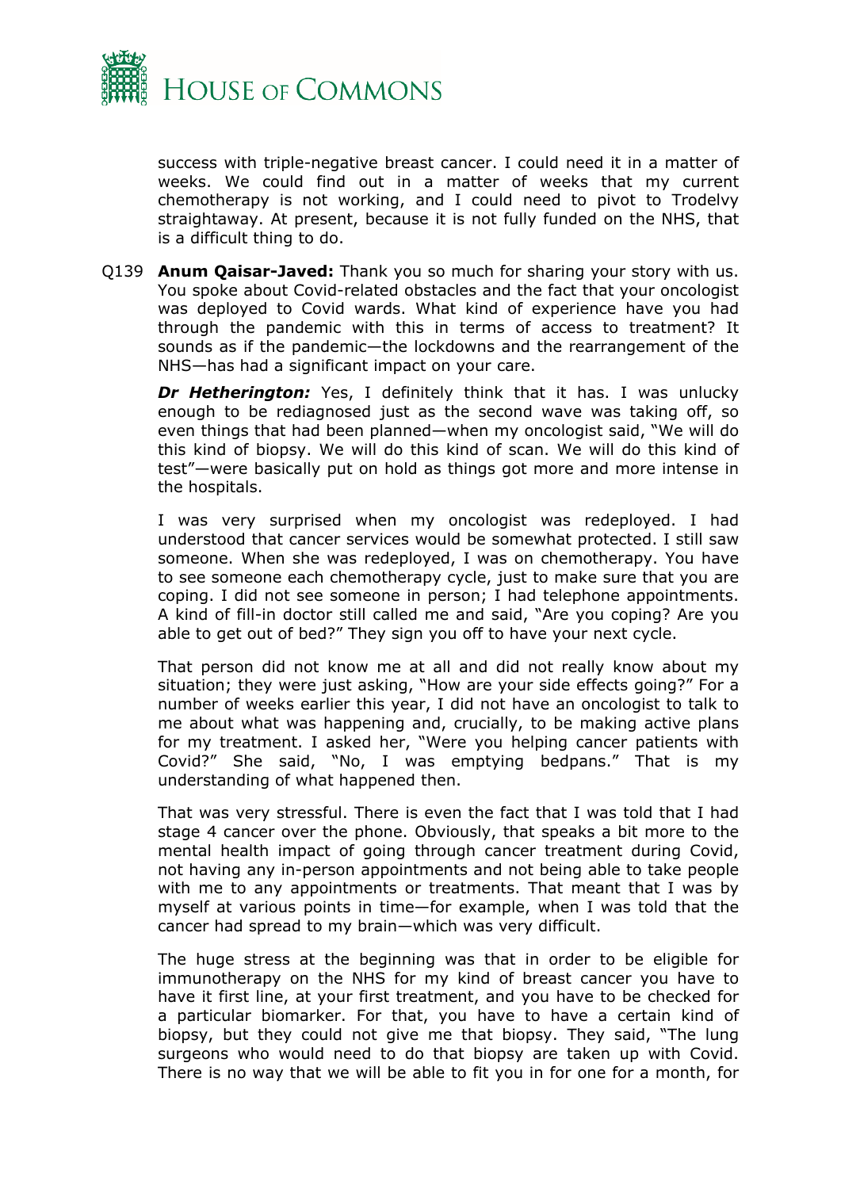success with triple-negative breast cancer. I could need it in a matter of weeks. We could find out in a matter of weeks that my current chemotherapy is not working, and I could need to pivot to Trodelvy straightaway. At present, because it is not fully funded on the NHS, that is a difficult thing to do.

Q139 **Anum Qaisar-Javed:** Thank you so much for sharing your story with us. You spoke about Covid-related obstacles and the fact that your oncologist was deployed to Covid wards. What kind of experience have you had through the pandemic with this in terms of access to treatment? It sounds as if the pandemic—the lockdowns and the rearrangement of the NHS—has had a significant impact on your care.

***Dr Hetherington:*** Yes, I definitely think that it has. I was unlucky enough to be rediagnosed just as the second wave was taking off, so even things that had been planned—when my oncologist said, "We will do this kind of biopsy. We will do this kind of scan. We will do this kind of test"—were basically put on hold as things got more and more intense in the hospitals.

I was very surprised when my oncologist was redeployed. I had understood that cancer services would be somewhat protected. I still saw someone. When she was redeployed, I was on chemotherapy. You have to see someone each chemotherapy cycle, just to make sure that you are coping. I did not see someone in person; I had telephone appointments. A kind of fill-in doctor still called me and said, "Are you coping? Are you able to get out of bed?" They sign you off to have your next cycle.

That person did not know me at all and did not really know about my situation; they were just asking, "How are your side effects going?" For a number of weeks earlier this year, I did not have an oncologist to talk to me about what was happening and, crucially, to be making active plans for my treatment. I asked her, "Were you helping cancer patients with Covid?" She said, "No, I was emptying bedpans." That is my understanding of what happened then.

That was very stressful. There is even the fact that I was told that I had stage 4 cancer over the phone. Obviously, that speaks a bit more to the mental health impact of going through cancer treatment during Covid, not having any in-person appointments and not being able to take people with me to any appointments or treatments. That meant that I was by myself at various points in time—for example, when I was told that the cancer had spread to my brain—which was very difficult.

The huge stress at the beginning was that in order to be eligible for immunotherapy on the NHS for my kind of breast cancer you have to have it first line, at your first treatment, and you have to be checked for a particular biomarker. For that, you have to have a certain kind of biopsy, but they could not give me that biopsy. They said, "The lung surgeons who would need to do that biopsy are taken up with Covid. There is no way that we will be able to fit you in for one for a month, for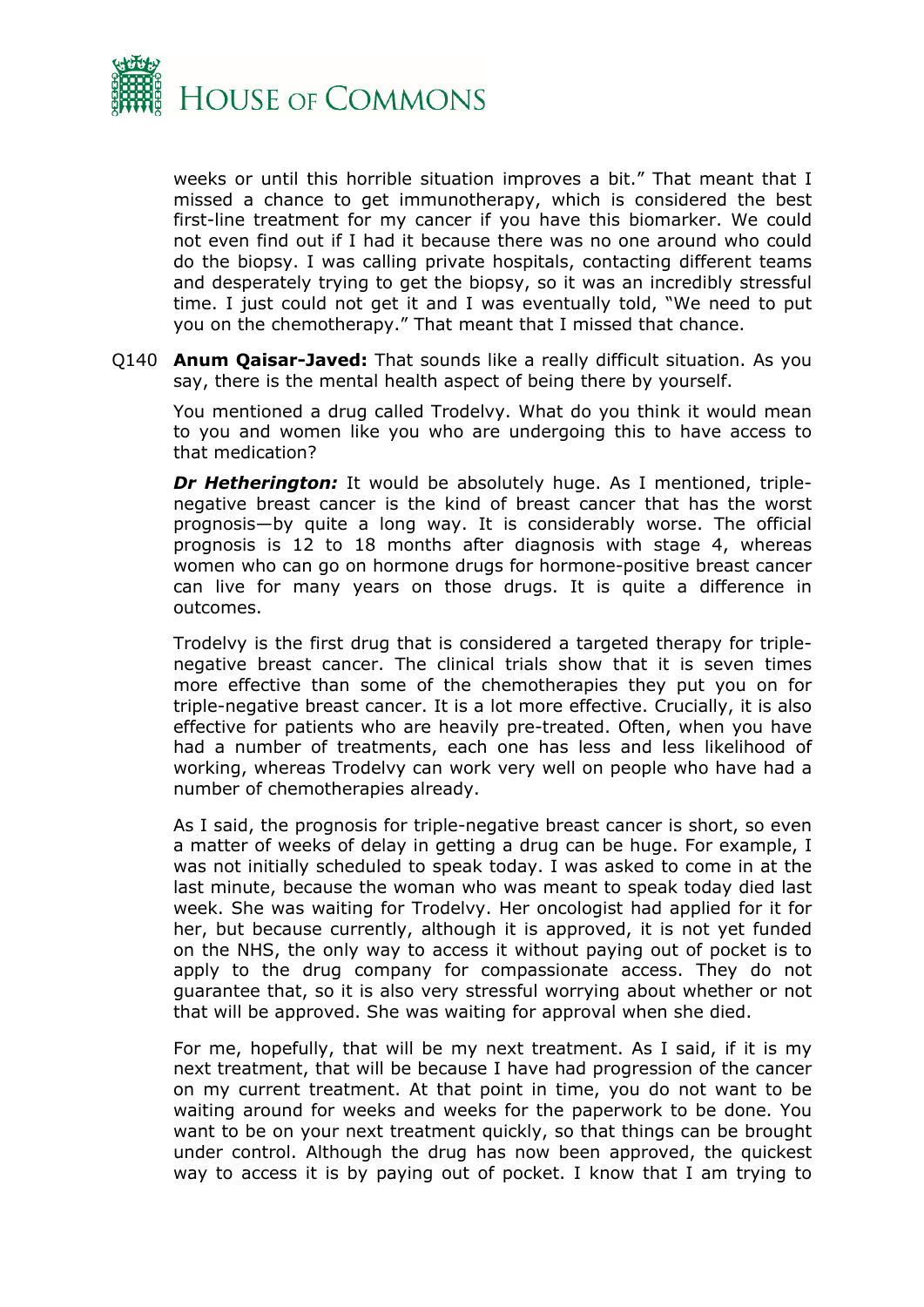weeks or until this horrible situation improves a bit." That meant that I missed a chance to get immunotherapy, which is considered the best first-line treatment for my cancer if you have this biomarker. We could not even find out if I had it because there was no one around who could do the biopsy. I was calling private hospitals, contacting different teams and desperately trying to get the biopsy, so it was an incredibly stressful time. I just could not get it and I was eventually told, "We need to put you on the chemotherapy." That meant that I missed that chance.

Q140 **Anum Qaisar-Javed:** That sounds like a really difficult situation. As you say, there is the mental health aspect of being there by yourself.

You mentioned a drug called Trodelvy. What do you think it would mean to you and women like you who are undergoing this to have access to that medication?

***Dr Hetherington:*** It would be absolutely huge. As I mentioned, triple-negative breast cancer is the kind of breast cancer that has the worst prognosis—by quite a long way. It is considerably worse. The official prognosis is 12 to 18 months after diagnosis with stage 4, whereas women who can go on hormone drugs for hormone-positive breast cancer can live for many years on those drugs. It is quite a difference in outcomes.

Trodelvy is the first drug that is considered a targeted therapy for triple-negative breast cancer. The clinical trials show that it is seven times more effective than some of the chemotherapies they put you on for triple-negative breast cancer. It is a lot more effective. Crucially, it is also effective for patients who are heavily pre-treated. Often, when you have had a number of treatments, each one has less and less likelihood of working, whereas Trodelvy can work very well on people who have had a number of chemotherapies already.

As I said, the prognosis for triple-negative breast cancer is short, so even a matter of weeks of delay in getting a drug can be huge. For example, I was not initially scheduled to speak today. I was asked to come in at the last minute, because the woman who was meant to speak today died last week. She was waiting for Trodelvy. Her oncologist had applied for it for her, but because currently, although it is approved, it is not yet funded on the NHS, the only way to access it without paying out of pocket is to apply to the drug company for compassionate access. They do not guarantee that, so it is also very stressful worrying about whether or not that will be approved. She was waiting for approval when she died.

For me, hopefully, that will be my next treatment. As I said, if it is my next treatment, that will be because I have had progression of the cancer on my current treatment. At that point in time, you do not want to be waiting around for weeks and weeks for the paperwork to be done. You want to be on your next treatment quickly, so that things can be brought under control. Although the drug has now been approved, the quickest way to access it is by paying out of pocket. I know that I am trying to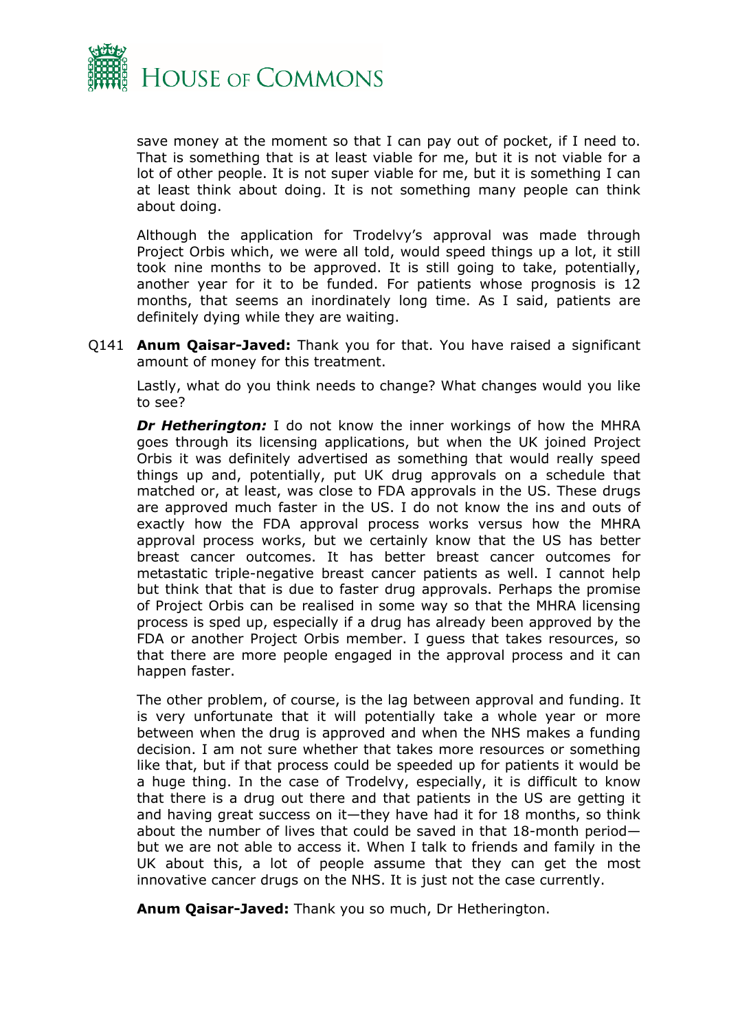save money at the moment so that I can pay out of pocket, if I need to. That is something that is at least viable for me, but it is not viable for a lot of other people. It is not super viable for me, but it is something I can at least think about doing. It is not something many people can think about doing.

Although the application for Trodelvy's approval was made through Project Orbis which, we were all told, would speed things up a lot, it still took nine months to be approved. It is still going to take, potentially, another year for it to be funded. For patients whose prognosis is 12 months, that seems an inordinately long time. As I said, patients are definitely dying while they are waiting.

Q141 **Anum Qaisar-Javed:** Thank you for that. You have raised a significant amount of money for this treatment.

Lastly, what do you think needs to change? What changes would you like to see?

***Dr Hetherington:*** I do not know the inner workings of how the MHRA goes through its licensing applications, but when the UK joined Project Orbis it was definitely advertised as something that would really speed things up and, potentially, put UK drug approvals on a schedule that matched or, at least, was close to FDA approvals in the US. These drugs are approved much faster in the US. I do not know the ins and outs of exactly how the FDA approval process works versus how the MHRA approval process works, but we certainly know that the US has better breast cancer outcomes. It has better breast cancer outcomes for metastatic triple-negative breast cancer patients as well. I cannot help but think that that is due to faster drug approvals. Perhaps the promise of Project Orbis can be realised in some way so that the MHRA licensing process is sped up, especially if a drug has already been approved by the FDA or another Project Orbis member. I guess that takes resources, so that there are more people engaged in the approval process and it can happen faster.

The other problem, of course, is the lag between approval and funding. It is very unfortunate that it will potentially take a whole year or more between when the drug is approved and when the NHS makes a funding decision. I am not sure whether that takes more resources or something like that, but if that process could be speeded up for patients it would be a huge thing. In the case of Trodelvy, especially, it is difficult to know that there is a drug out there and that patients in the US are getting it and having great success on it—they have had it for 18 months, so think about the number of lives that could be saved in that 18-month period—but we are not able to access it. When I talk to friends and family in the UK about this, a lot of people assume that they can get the most innovative cancer drugs on the NHS. It is just not the case currently.

**Anum Qaisar-Javed:** Thank you so much, Dr Hetherington.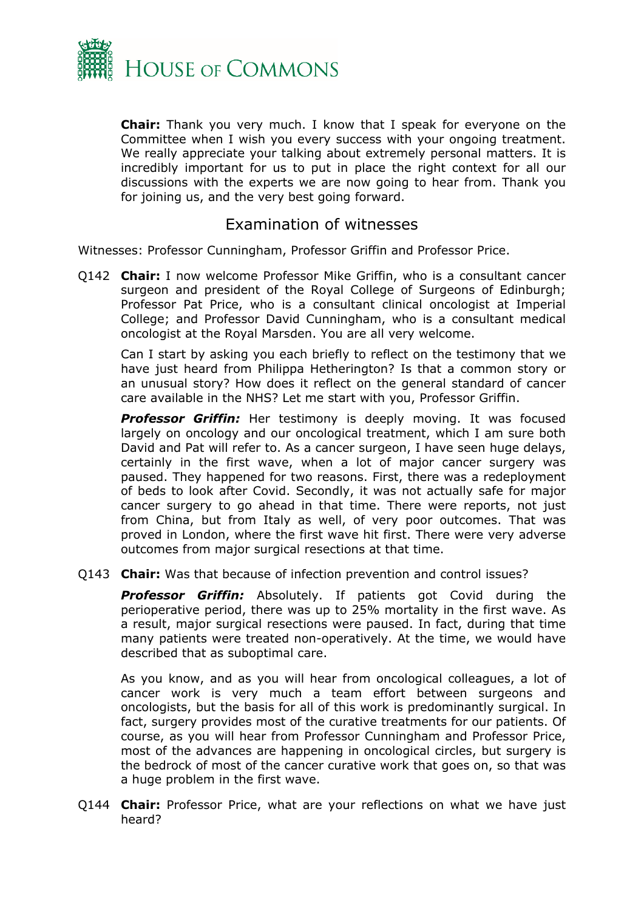**Chair:** Thank you very much. I know that I speak for everyone on the Committee when I wish you every success with your ongoing treatment. We really appreciate your talking about extremely personal matters. It is incredibly important for us to put in place the right context for all our discussions with the experts we are now going to hear from. Thank you for joining us, and the very best going forward.

## Examination of witnesses

Witnesses: Professor Cunningham, Professor Griffin and Professor Price.

Q142 **Chair:** I now welcome Professor Mike Griffin, who is a consultant cancer surgeon and president of the Royal College of Surgeons of Edinburgh; Professor Pat Price, who is a consultant clinical oncologist at Imperial College; and Professor David Cunningham, who is a consultant medical oncologist at the Royal Marsden. You are all very welcome.

Can I start by asking you each briefly to reflect on the testimony that we have just heard from Philippa Hetherington? Is that a common story or an unusual story? How does it reflect on the general standard of cancer care available in the NHS? Let me start with you, Professor Griffin.

***Professor Griffin:*** Her testimony is deeply moving. It was focused largely on oncology and our oncological treatment, which I am sure both David and Pat will refer to. As a cancer surgeon, I have seen huge delays, certainly in the first wave, when a lot of major cancer surgery was paused. They happened for two reasons. First, there was a redeployment of beds to look after Covid. Secondly, it was not actually safe for major cancer surgery to go ahead in that time. There were reports, not just from China, but from Italy as well, of very poor outcomes. That was proved in London, where the first wave hit first. There were very adverse outcomes from major surgical resections at that time.

Q143 **Chair:** Was that because of infection prevention and control issues?

***Professor Griffin:*** Absolutely. If patients got Covid during the perioperative period, there was up to 25% mortality in the first wave. As a result, major surgical resections were paused. In fact, during that time many patients were treated non-operatively. At the time, we would have described that as suboptimal care.

As you know, and as you will hear from oncological colleagues, a lot of cancer work is very much a team effort between surgeons and oncologists, but the basis for all of this work is predominantly surgical. In fact, surgery provides most of the curative treatments for our patients. Of course, as you will hear from Professor Cunningham and Professor Price, most of the advances are happening in oncological circles, but surgery is the bedrock of most of the cancer curative work that goes on, so that was a huge problem in the first wave.

Q144 **Chair:** Professor Price, what are your reflections on what we have just heard?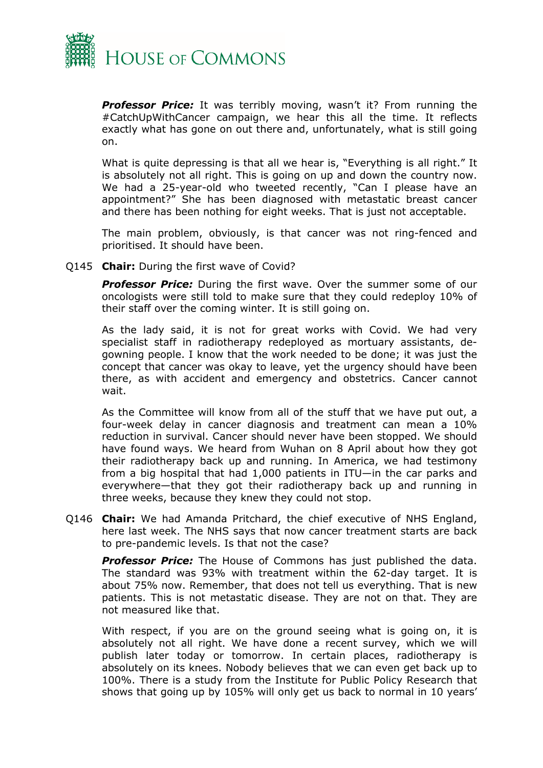***Professor Price:*** It was terribly moving, wasn't it? From running the #CatchUpWithCancer campaign, we hear this all the time. It reflects exactly what has gone on out there and, unfortunately, what is still going on.

What is quite depressing is that all we hear is, "Everything is all right." It is absolutely not all right. This is going on up and down the country now. We had a 25-year-old who tweeted recently, "Can I please have an appointment?" She has been diagnosed with metastatic breast cancer and there has been nothing for eight weeks. That is just not acceptable.

The main problem, obviously, is that cancer was not ring-fenced and prioritised. It should have been.

Q145 **Chair:** During the first wave of Covid?

***Professor Price:*** During the first wave. Over the summer some of our oncologists were still told to make sure that they could redeploy 10% of their staff over the coming winter. It is still going on.

As the lady said, it is not for great works with Covid. We had very specialist staff in radiotherapy redeployed as mortuary assistants, de-gowning people. I know that the work needed to be done; it was just the concept that cancer was okay to leave, yet the urgency should have been there, as with accident and emergency and obstetrics. Cancer cannot wait.

As the Committee will know from all of the stuff that we have put out, a four-week delay in cancer diagnosis and treatment can mean a 10% reduction in survival. Cancer should never have been stopped. We should have found ways. We heard from Wuhan on 8 April about how they got their radiotherapy back up and running. In America, we had testimony from a big hospital that had 1,000 patients in ITU—in the car parks and everywhere—that they got their radiotherapy back up and running in three weeks, because they knew they could not stop.

Q146 **Chair:** We had Amanda Pritchard, the chief executive of NHS England, here last week. The NHS says that now cancer treatment starts are back to pre-pandemic levels. Is that not the case?

***Professor Price:*** The House of Commons has just published the data. The standard was 93% with treatment within the 62-day target. It is about 75% now. Remember, that does not tell us everything. That is new patients. This is not metastatic disease. They are not on that. They are not measured like that.

With respect, if you are on the ground seeing what is going on, it is absolutely not all right. We have done a recent survey, which we will publish later today or tomorrow. In certain places, radiotherapy is absolutely on its knees. Nobody believes that we can even get back up to 100%. There is a study from the Institute for Public Policy Research that shows that going up by 105% will only get us back to normal in 10 years'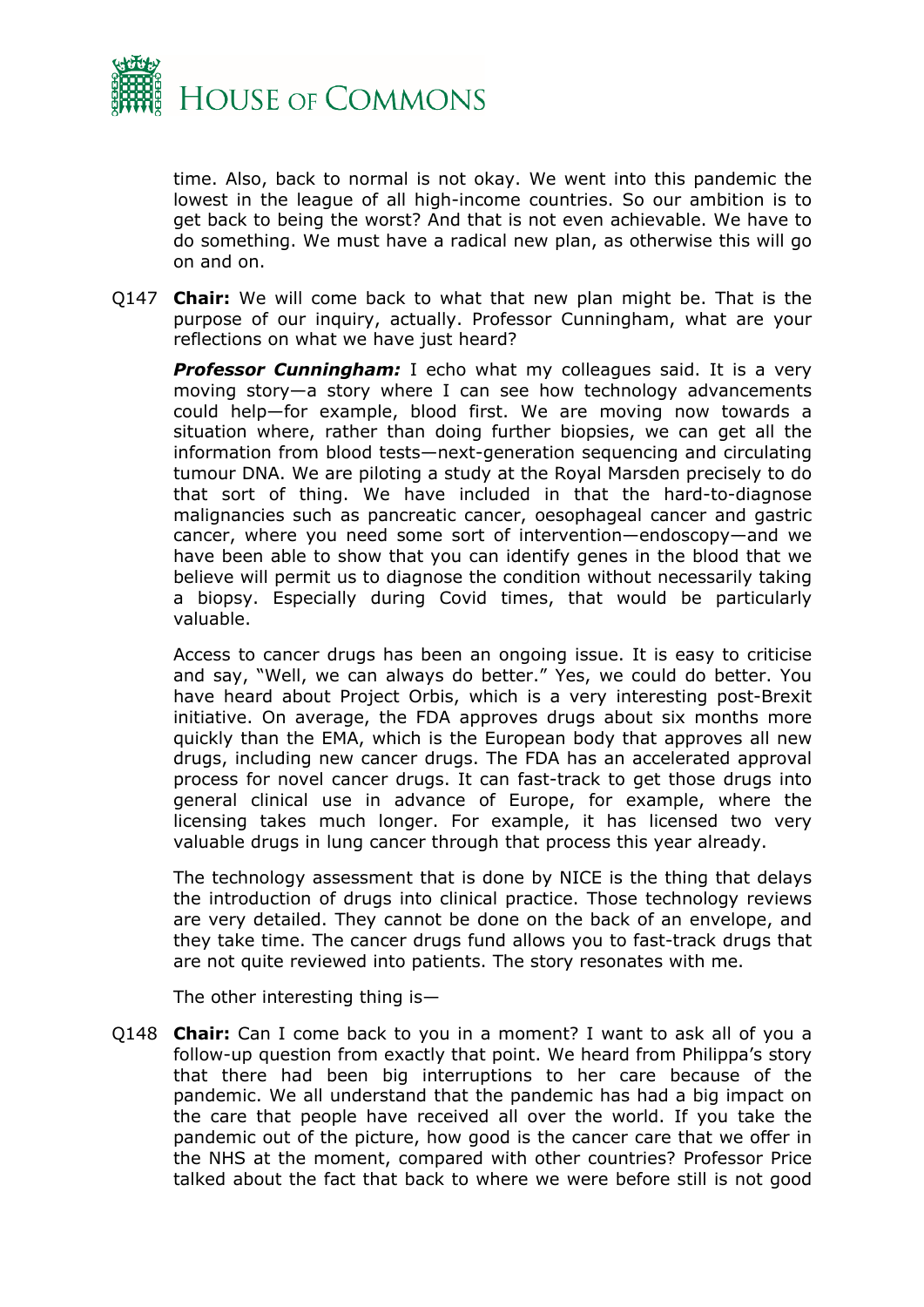time. Also, back to normal is not okay. We went into this pandemic the lowest in the league of all high-income countries. So our ambition is to get back to being the worst? And that is not even achievable. We have to do something. We must have a radical new plan, as otherwise this will go on and on.

Q147 **Chair:** We will come back to what that new plan might be. That is the purpose of our inquiry, actually. Professor Cunningham, what are your reflections on what we have just heard?

***Professor Cunningham:*** I echo what my colleagues said. It is a very moving story—a story where I can see how technology advancements could help—for example, blood first. We are moving now towards a situation where, rather than doing further biopsies, we can get all the information from blood tests—next-generation sequencing and circulating tumour DNA. We are piloting a study at the Royal Marsden precisely to do that sort of thing. We have included in that the hard-to-diagnose malignancies such as pancreatic cancer, oesophageal cancer and gastric cancer, where you need some sort of intervention—endoscopy—and we have been able to show that you can identify genes in the blood that we believe will permit us to diagnose the condition without necessarily taking a biopsy. Especially during Covid times, that would be particularly valuable.

Access to cancer drugs has been an ongoing issue. It is easy to criticise and say, "Well, we can always do better." Yes, we could do better. You have heard about Project Orbis, which is a very interesting post-Brexit initiative. On average, the FDA approves drugs about six months more quickly than the EMA, which is the European body that approves all new drugs, including new cancer drugs. The FDA has an accelerated approval process for novel cancer drugs. It can fast-track to get those drugs into general clinical use in advance of Europe, for example, where the licensing takes much longer. For example, it has licensed two very valuable drugs in lung cancer through that process this year already.

The technology assessment that is done by NICE is the thing that delays the introduction of drugs into clinical practice. Those technology reviews are very detailed. They cannot be done on the back of an envelope, and they take time. The cancer drugs fund allows you to fast-track drugs that are not quite reviewed into patients. The story resonates with me.

The other interesting thing is—

Q148 **Chair:** Can I come back to you in a moment? I want to ask all of you a follow-up question from exactly that point. We heard from Philippa's story that there had been big interruptions to her care because of the pandemic. We all understand that the pandemic has had a big impact on the care that people have received all over the world. If you take the pandemic out of the picture, how good is the cancer care that we offer in the NHS at the moment, compared with other countries? Professor Price talked about the fact that back to where we were before still is not good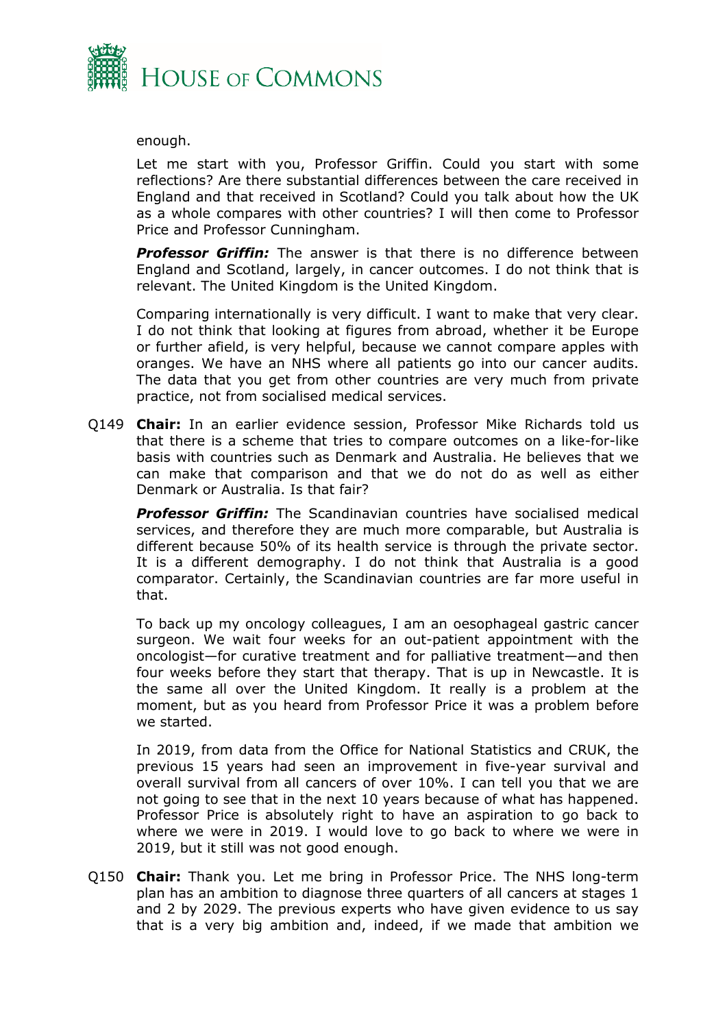enough.

Let me start with you, Professor Griffin. Could you start with some reflections? Are there substantial differences between the care received in England and that received in Scotland? Could you talk about how the UK as a whole compares with other countries? I will then come to Professor Price and Professor Cunningham.

***Professor Griffin:*** The answer is that there is no difference between England and Scotland, largely, in cancer outcomes. I do not think that is relevant. The United Kingdom is the United Kingdom.

Comparing internationally is very difficult. I want to make that very clear. I do not think that looking at figures from abroad, whether it be Europe or further afield, is very helpful, because we cannot compare apples with oranges. We have an NHS where all patients go into our cancer audits. The data that you get from other countries are very much from private practice, not from socialised medical services.

Q149 **Chair:** In an earlier evidence session, Professor Mike Richards told us that there is a scheme that tries to compare outcomes on a like-for-like basis with countries such as Denmark and Australia. He believes that we can make that comparison and that we do not do as well as either Denmark or Australia. Is that fair?

***Professor Griffin:*** The Scandinavian countries have socialised medical services, and therefore they are much more comparable, but Australia is different because 50% of its health service is through the private sector. It is a different demography. I do not think that Australia is a good comparator. Certainly, the Scandinavian countries are far more useful in that.

To back up my oncology colleagues, I am an oesophageal gastric cancer surgeon. We wait four weeks for an out-patient appointment with the oncologist—for curative treatment and for palliative treatment—and then four weeks before they start that therapy. That is up in Newcastle. It is the same all over the United Kingdom. It really is a problem at the moment, but as you heard from Professor Price it was a problem before we started.

In 2019, from data from the Office for National Statistics and CRUK, the previous 15 years had seen an improvement in five-year survival and overall survival from all cancers of over 10%. I can tell you that we are not going to see that in the next 10 years because of what has happened. Professor Price is absolutely right to have an aspiration to go back to where we were in 2019. I would love to go back to where we were in 2019, but it still was not good enough.

Q150 **Chair:** Thank you. Let me bring in Professor Price. The NHS long-term plan has an ambition to diagnose three quarters of all cancers at stages 1 and 2 by 2029. The previous experts who have given evidence to us say that is a very big ambition and, indeed, if we made that ambition we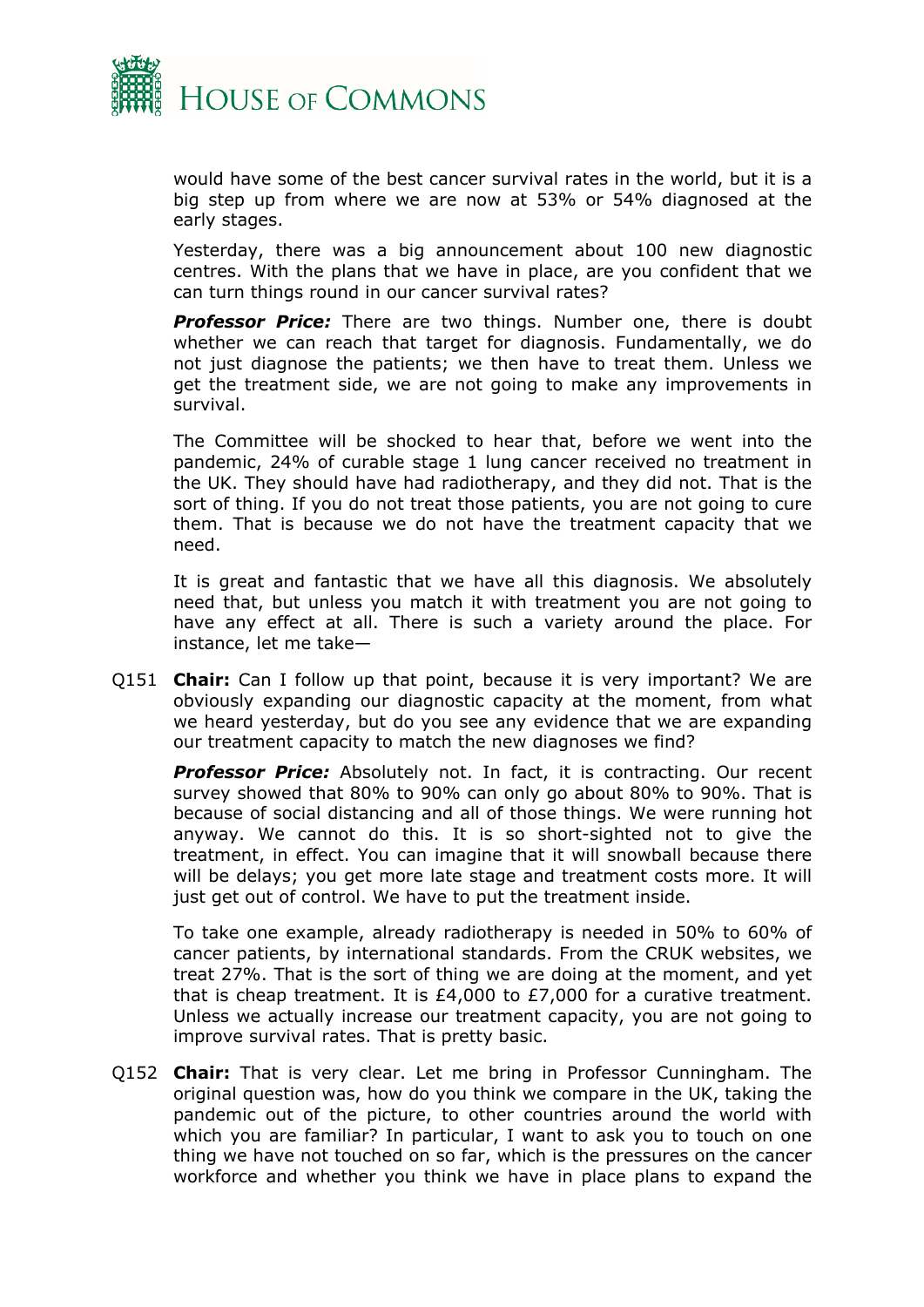would have some of the best cancer survival rates in the world, but it is a big step up from where we are now at 53% or 54% diagnosed at the early stages.

Yesterday, there was a big announcement about 100 new diagnostic centres. With the plans that we have in place, are you confident that we can turn things round in our cancer survival rates?

***Professor Price:*** There are two things. Number one, there is doubt whether we can reach that target for diagnosis. Fundamentally, we do not just diagnose the patients; we then have to treat them. Unless we get the treatment side, we are not going to make any improvements in survival.

The Committee will be shocked to hear that, before we went into the pandemic, 24% of curable stage 1 lung cancer received no treatment in the UK. They should have had radiotherapy, and they did not. That is the sort of thing. If you do not treat those patients, you are not going to cure them. That is because we do not have the treatment capacity that we need.

It is great and fantastic that we have all this diagnosis. We absolutely need that, but unless you match it with treatment you are not going to have any effect at all. There is such a variety around the place. For instance, let me take—

Q151 **Chair:** Can I follow up that point, because it is very important? We are obviously expanding our diagnostic capacity at the moment, from what we heard yesterday, but do you see any evidence that we are expanding our treatment capacity to match the new diagnoses we find?

***Professor Price:*** Absolutely not. In fact, it is contracting. Our recent survey showed that 80% to 90% can only go about 80% to 90%. That is because of social distancing and all of those things. We were running hot anyway. We cannot do this. It is so short-sighted not to give the treatment, in effect. You can imagine that it will snowball because there will be delays; you get more late stage and treatment costs more. It will just get out of control. We have to put the treatment inside.

To take one example, already radiotherapy is needed in 50% to 60% of cancer patients, by international standards. From the CRUK websites, we treat 27%. That is the sort of thing we are doing at the moment, and yet that is cheap treatment. It is £4,000 to £7,000 for a curative treatment. Unless we actually increase our treatment capacity, you are not going to improve survival rates. That is pretty basic.

Q152 **Chair:** That is very clear. Let me bring in Professor Cunningham. The original question was, how do you think we compare in the UK, taking the pandemic out of the picture, to other countries around the world with which you are familiar? In particular, I want to ask you to touch on one thing we have not touched on so far, which is the pressures on the cancer workforce and whether you think we have in place plans to expand the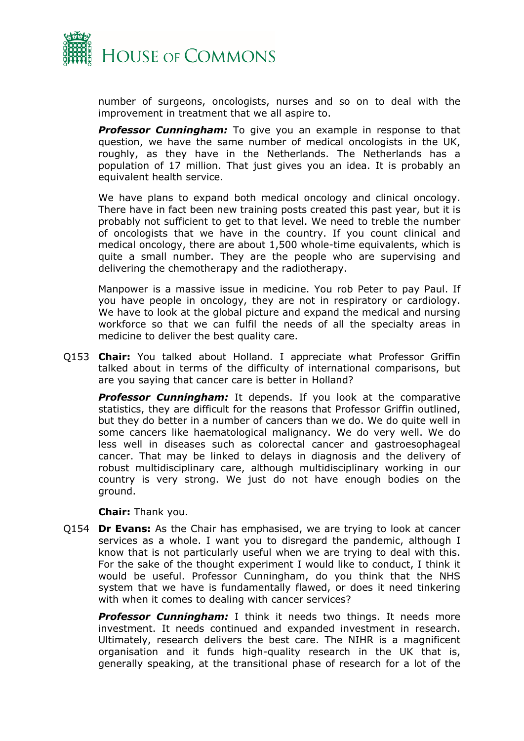number of surgeons, oncologists, nurses and so on to deal with the improvement in treatment that we all aspire to.

***Professor Cunningham:*** To give you an example in response to that question, we have the same number of medical oncologists in the UK, roughly, as they have in the Netherlands. The Netherlands has a population of 17 million. That just gives you an idea. It is probably an equivalent health service.

We have plans to expand both medical oncology and clinical oncology. There have in fact been new training posts created this past year, but it is probably not sufficient to get to that level. We need to treble the number of oncologists that we have in the country. If you count clinical and medical oncology, there are about 1,500 whole-time equivalents, which is quite a small number. They are the people who are supervising and delivering the chemotherapy and the radiotherapy.

Manpower is a massive issue in medicine. You rob Peter to pay Paul. If you have people in oncology, they are not in respiratory or cardiology. We have to look at the global picture and expand the medical and nursing workforce so that we can fulfil the needs of all the specialty areas in medicine to deliver the best quality care.

Q153 **Chair:** You talked about Holland. I appreciate what Professor Griffin talked about in terms of the difficulty of international comparisons, but are you saying that cancer care is better in Holland?

***Professor Cunningham:*** It depends. If you look at the comparative statistics, they are difficult for the reasons that Professor Griffin outlined, but they do better in a number of cancers than we do. We do quite well in some cancers like haematological malignancy. We do very well. We do less well in diseases such as colorectal cancer and gastroesophageal cancer. That may be linked to delays in diagnosis and the delivery of robust multidisciplinary care, although multidisciplinary working in our country is very strong. We just do not have enough bodies on the ground.

**Chair:** Thank you.

Q154 **Dr Evans:** As the Chair has emphasised, we are trying to look at cancer services as a whole. I want you to disregard the pandemic, although I know that is not particularly useful when we are trying to deal with this. For the sake of the thought experiment I would like to conduct, I think it would be useful. Professor Cunningham, do you think that the NHS system that we have is fundamentally flawed, or does it need tinkering with when it comes to dealing with cancer services?

***Professor Cunningham:*** I think it needs two things. It needs more investment. It needs continued and expanded investment in research. Ultimately, research delivers the best care. The NIHR is a magnificent organisation and it funds high-quality research in the UK that is, generally speaking, at the transitional phase of research for a lot of the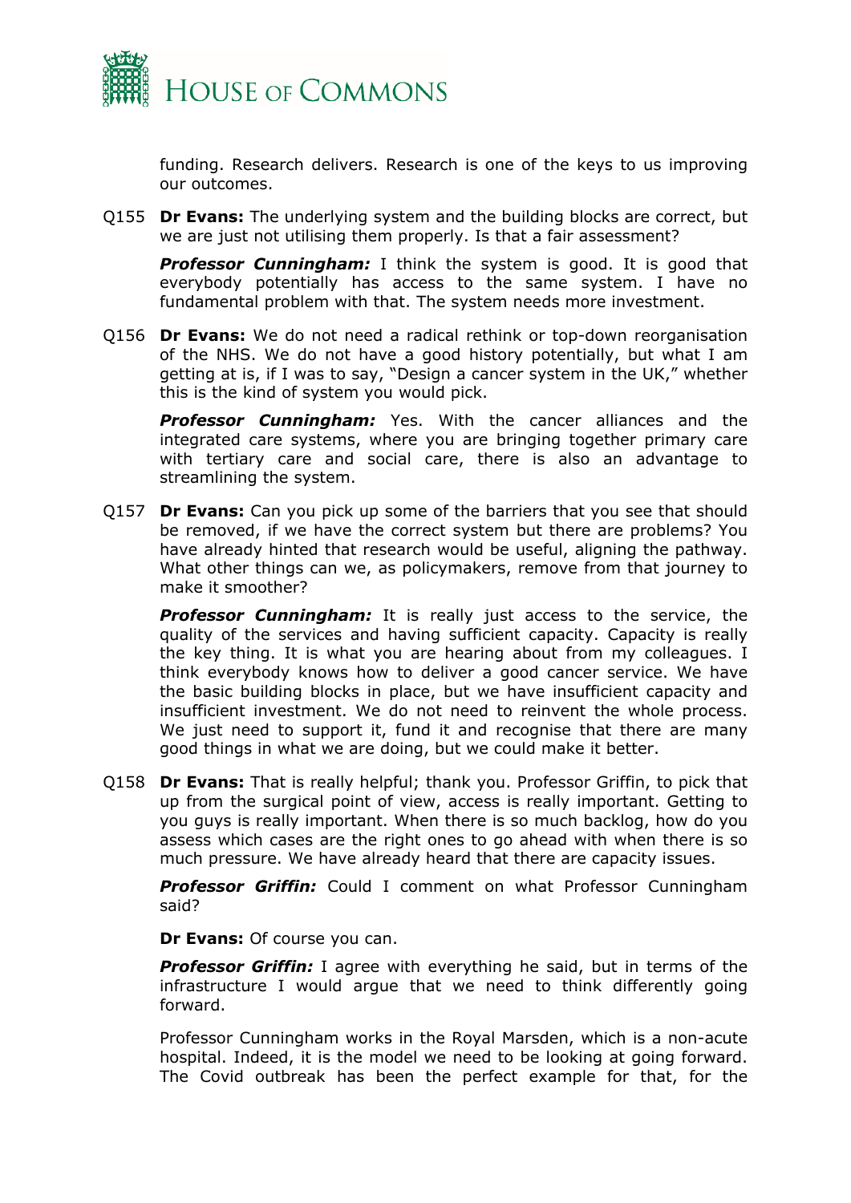funding. Research delivers. Research is one of the keys to us improving our outcomes.

Q155 **Dr Evans:** The underlying system and the building blocks are correct, but we are just not utilising them properly. Is that a fair assessment?

***Professor Cunningham:*** I think the system is good. It is good that everybody potentially has access to the same system. I have no fundamental problem with that. The system needs more investment.

Q156 **Dr Evans:** We do not need a radical rethink or top-down reorganisation of the NHS. We do not have a good history potentially, but what I am getting at is, if I was to say, "Design a cancer system in the UK," whether this is the kind of system you would pick.

***Professor Cunningham:*** Yes. With the cancer alliances and the integrated care systems, where you are bringing together primary care with tertiary care and social care, there is also an advantage to streamlining the system.

Q157 **Dr Evans:** Can you pick up some of the barriers that you see that should be removed, if we have the correct system but there are problems? You have already hinted that research would be useful, aligning the pathway. What other things can we, as policymakers, remove from that journey to make it smoother?

***Professor Cunningham:*** It is really just access to the service, the quality of the services and having sufficient capacity. Capacity is really the key thing. It is what you are hearing about from my colleagues. I think everybody knows how to deliver a good cancer service. We have the basic building blocks in place, but we have insufficient capacity and insufficient investment. We do not need to reinvent the whole process. We just need to support it, fund it and recognise that there are many good things in what we are doing, but we could make it better.

Q158 **Dr Evans:** That is really helpful; thank you. Professor Griffin, to pick that up from the surgical point of view, access is really important. Getting to you guys is really important. When there is so much backlog, how do you assess which cases are the right ones to go ahead with when there is so much pressure. We have already heard that there are capacity issues.

***Professor Griffin:*** Could I comment on what Professor Cunningham said?

**Dr Evans:** Of course you can.

***Professor Griffin:*** I agree with everything he said, but in terms of the infrastructure I would argue that we need to think differently going forward.

Professor Cunningham works in the Royal Marsden, which is a non-acute hospital. Indeed, it is the model we need to be looking at going forward. The Covid outbreak has been the perfect example for that, for the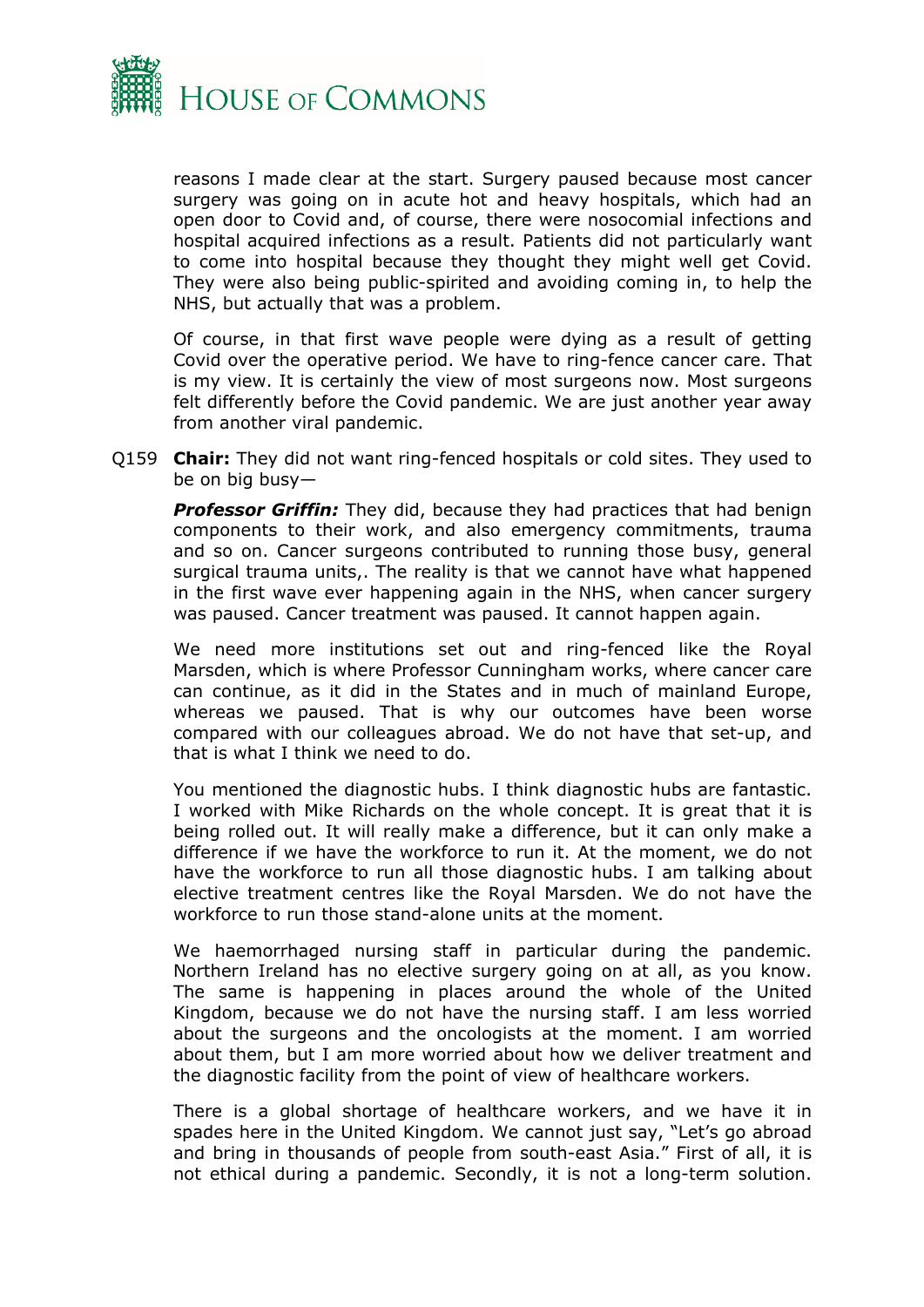reasons I made clear at the start. Surgery paused because most cancer surgery was going on in acute hot and heavy hospitals, which had an open door to Covid and, of course, there were nosocomial infections and hospital acquired infections as a result. Patients did not particularly want to come into hospital because they thought they might well get Covid. They were also being public-spirited and avoiding coming in, to help the NHS, but actually that was a problem.

Of course, in that first wave people were dying as a result of getting Covid over the operative period. We have to ring-fence cancer care. That is my view. It is certainly the view of most surgeons now. Most surgeons felt differently before the Covid pandemic. We are just another year away from another viral pandemic.

Q159 **Chair:** They did not want ring-fenced hospitals or cold sites. They used to be on big busy—

***Professor Griffin:*** They did, because they had practices that had benign components to their work, and also emergency commitments, trauma and so on. Cancer surgeons contributed to running those busy, general surgical trauma units,. The reality is that we cannot have what happened in the first wave ever happening again in the NHS, when cancer surgery was paused. Cancer treatment was paused. It cannot happen again.

We need more institutions set out and ring-fenced like the Royal Marsden, which is where Professor Cunningham works, where cancer care can continue, as it did in the States and in much of mainland Europe, whereas we paused. That is why our outcomes have been worse compared with our colleagues abroad. We do not have that set-up, and that is what I think we need to do.

You mentioned the diagnostic hubs. I think diagnostic hubs are fantastic. I worked with Mike Richards on the whole concept. It is great that it is being rolled out. It will really make a difference, but it can only make a difference if we have the workforce to run it. At the moment, we do not have the workforce to run all those diagnostic hubs. I am talking about elective treatment centres like the Royal Marsden. We do not have the workforce to run those stand-alone units at the moment.

We haemorrhaged nursing staff in particular during the pandemic. Northern Ireland has no elective surgery going on at all, as you know. The same is happening in places around the whole of the United Kingdom, because we do not have the nursing staff. I am less worried about the surgeons and the oncologists at the moment. I am worried about them, but I am more worried about how we deliver treatment and the diagnostic facility from the point of view of healthcare workers.

There is a global shortage of healthcare workers, and we have it in spades here in the United Kingdom. We cannot just say, "Let's go abroad and bring in thousands of people from south-east Asia." First of all, it is not ethical during a pandemic. Secondly, it is not a long-term solution.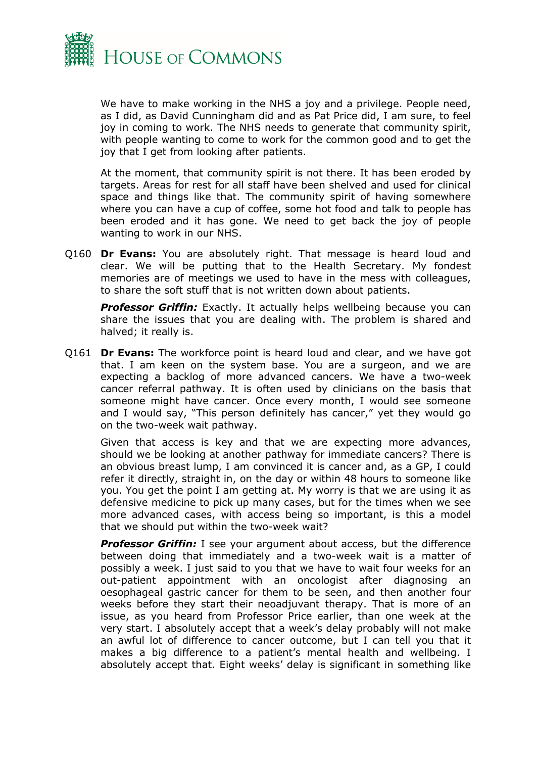We have to make working in the NHS a joy and a privilege. People need, as I did, as David Cunningham did and as Pat Price did, I am sure, to feel joy in coming to work. The NHS needs to generate that community spirit, with people wanting to come to work for the common good and to get the joy that I get from looking after patients.

At the moment, that community spirit is not there. It has been eroded by targets. Areas for rest for all staff have been shelved and used for clinical space and things like that. The community spirit of having somewhere where you can have a cup of coffee, some hot food and talk to people has been eroded and it has gone. We need to get back the joy of people wanting to work in our NHS.

Q160 **Dr Evans:** You are absolutely right. That message is heard loud and clear. We will be putting that to the Health Secretary. My fondest memories are of meetings we used to have in the mess with colleagues, to share the soft stuff that is not written down about patients.

***Professor Griffin:*** Exactly. It actually helps wellbeing because you can share the issues that you are dealing with. The problem is shared and halved; it really is.

Q161 **Dr Evans:** The workforce point is heard loud and clear, and we have got that. I am keen on the system base. You are a surgeon, and we are expecting a backlog of more advanced cancers. We have a two-week cancer referral pathway. It is often used by clinicians on the basis that someone might have cancer. Once every month, I would see someone and I would say, "This person definitely has cancer," yet they would go on the two-week wait pathway.

Given that access is key and that we are expecting more advances, should we be looking at another pathway for immediate cancers? There is an obvious breast lump, I am convinced it is cancer and, as a GP, I could refer it directly, straight in, on the day or within 48 hours to someone like you. You get the point I am getting at. My worry is that we are using it as defensive medicine to pick up many cases, but for the times when we see more advanced cases, with access being so important, is this a model that we should put within the two-week wait?

***Professor Griffin:*** I see your argument about access, but the difference between doing that immediately and a two-week wait is a matter of possibly a week. I just said to you that we have to wait four weeks for an out-patient appointment with an oncologist after diagnosing an oesophageal gastric cancer for them to be seen, and then another four weeks before they start their neoadjuvant therapy. That is more of an issue, as you heard from Professor Price earlier, than one week at the very start. I absolutely accept that a week's delay probably will not make an awful lot of difference to cancer outcome, but I can tell you that it makes a big difference to a patient's mental health and wellbeing. I absolutely accept that. Eight weeks' delay is significant in something like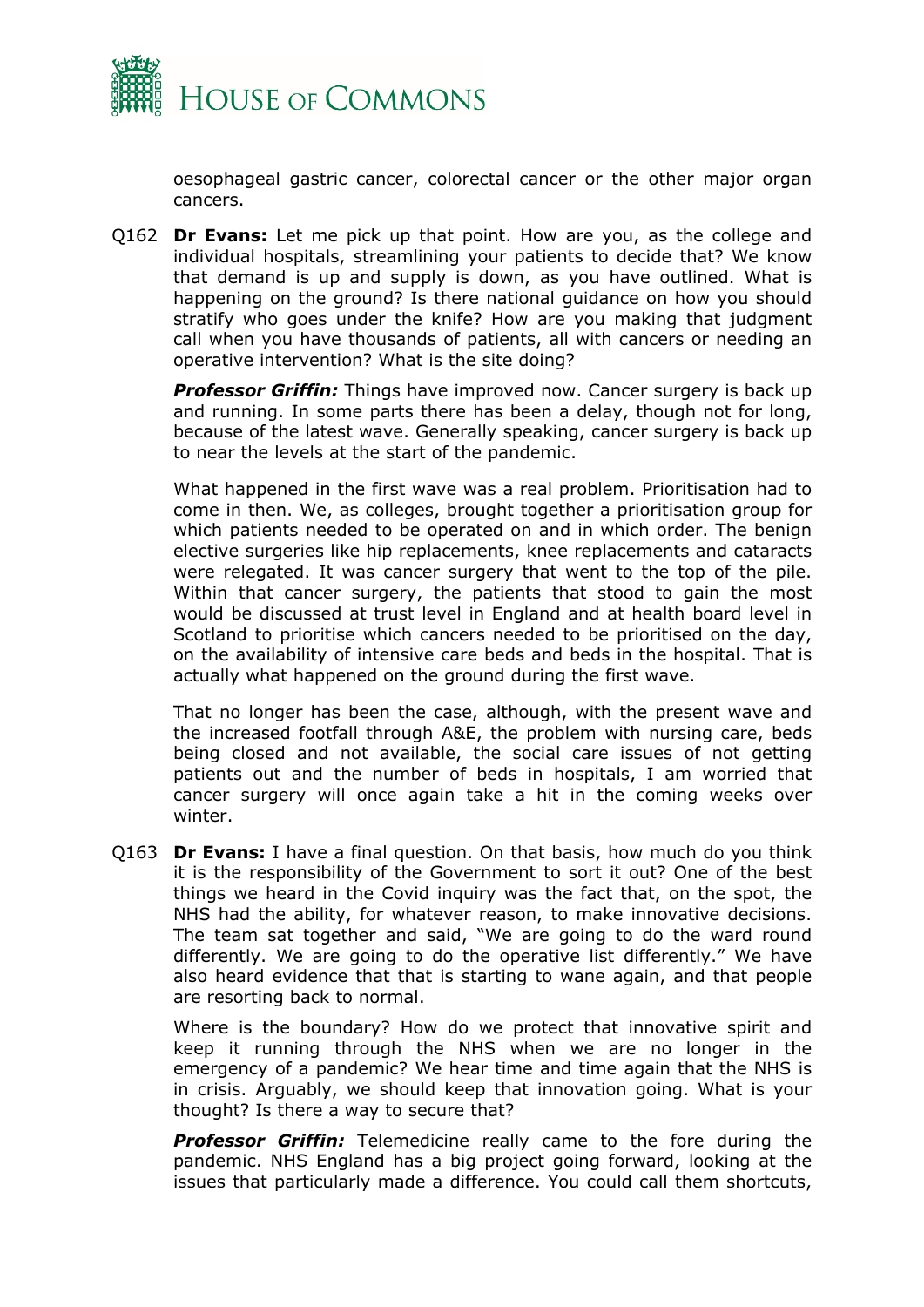oesophageal gastric cancer, colorectal cancer or the other major organ cancers.

Q162 **Dr Evans:** Let me pick up that point. How are you, as the college and individual hospitals, streamlining your patients to decide that? We know that demand is up and supply is down, as you have outlined. What is happening on the ground? Is there national guidance on how you should stratify who goes under the knife? How are you making that judgment call when you have thousands of patients, all with cancers or needing an operative intervention? What is the site doing?

***Professor Griffin:*** Things have improved now. Cancer surgery is back up and running. In some parts there has been a delay, though not for long, because of the latest wave. Generally speaking, cancer surgery is back up to near the levels at the start of the pandemic.

What happened in the first wave was a real problem. Prioritisation had to come in then. We, as colleges, brought together a prioritisation group for which patients needed to be operated on and in which order. The benign elective surgeries like hip replacements, knee replacements and cataracts were relegated. It was cancer surgery that went to the top of the pile. Within that cancer surgery, the patients that stood to gain the most would be discussed at trust level in England and at health board level in Scotland to prioritise which cancers needed to be prioritised on the day, on the availability of intensive care beds and beds in the hospital. That is actually what happened on the ground during the first wave.

That no longer has been the case, although, with the present wave and the increased footfall through A&E, the problem with nursing care, beds being closed and not available, the social care issues of not getting patients out and the number of beds in hospitals, I am worried that cancer surgery will once again take a hit in the coming weeks over winter.

Q163 **Dr Evans:** I have a final question. On that basis, how much do you think it is the responsibility of the Government to sort it out? One of the best things we heard in the Covid inquiry was the fact that, on the spot, the NHS had the ability, for whatever reason, to make innovative decisions. The team sat together and said, "We are going to do the ward round differently. We are going to do the operative list differently." We have also heard evidence that that is starting to wane again, and that people are resorting back to normal.

Where is the boundary? How do we protect that innovative spirit and keep it running through the NHS when we are no longer in the emergency of a pandemic? We hear time and time again that the NHS is in crisis. Arguably, we should keep that innovation going. What is your thought? Is there a way to secure that?

***Professor Griffin:*** Telemedicine really came to the fore during the pandemic. NHS England has a big project going forward, looking at the issues that particularly made a difference. You could call them shortcuts,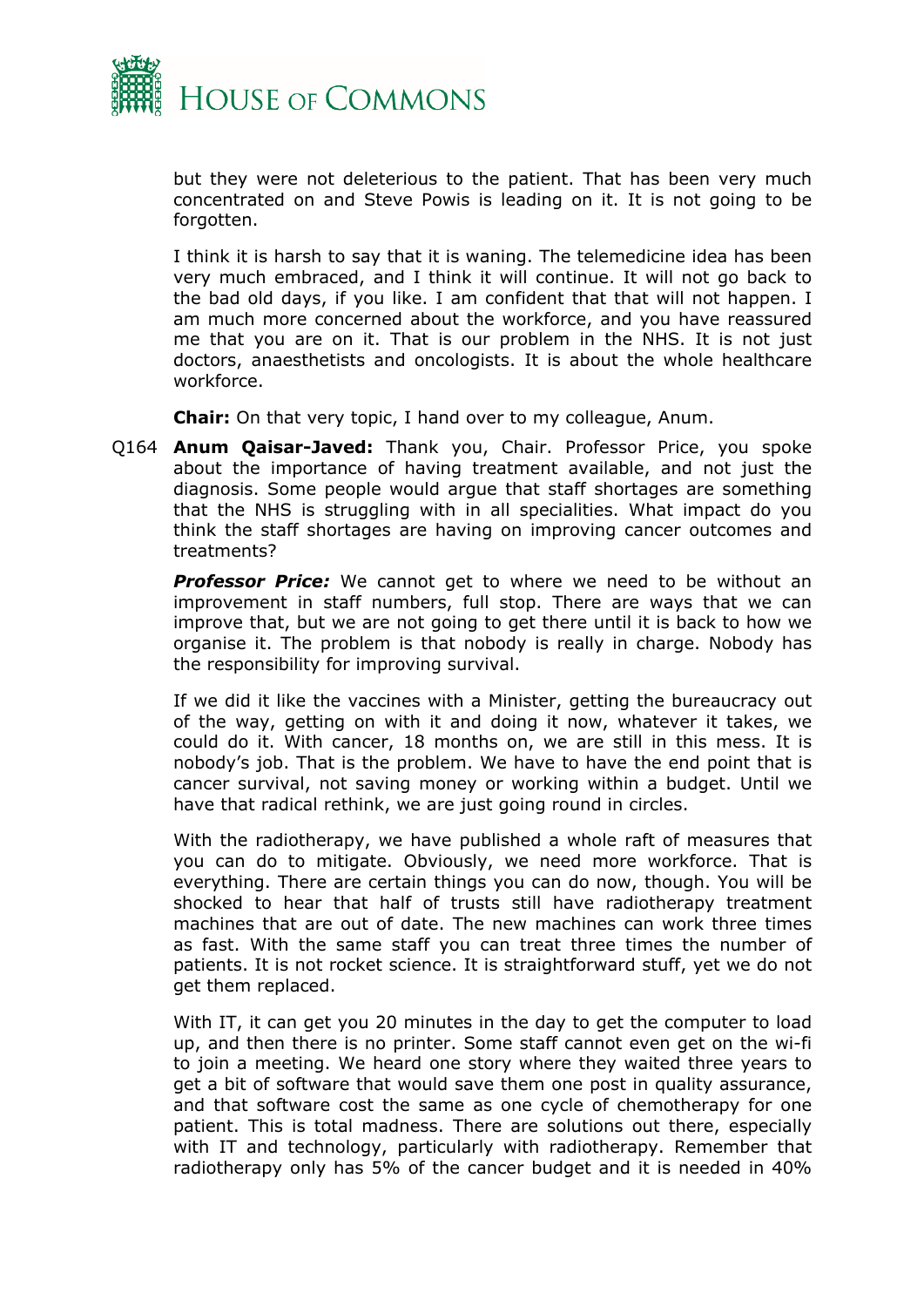but they were not deleterious to the patient. That has been very much concentrated on and Steve Powis is leading on it. It is not going to be forgotten.

I think it is harsh to say that it is waning. The telemedicine idea has been very much embraced, and I think it will continue. It will not go back to the bad old days, if you like. I am confident that that will not happen. I am much more concerned about the workforce, and you have reassured me that you are on it. That is our problem in the NHS. It is not just doctors, anaesthetists and oncologists. It is about the whole healthcare workforce.

**Chair:** On that very topic, I hand over to my colleague, Anum.

Q164 **Anum Qaisar-Javed:** Thank you, Chair. Professor Price, you spoke about the importance of having treatment available, and not just the diagnosis. Some people would argue that staff shortages are something that the NHS is struggling with in all specialities. What impact do you think the staff shortages are having on improving cancer outcomes and treatments?

***Professor Price:*** We cannot get to where we need to be without an improvement in staff numbers, full stop. There are ways that we can improve that, but we are not going to get there until it is back to how we organise it. The problem is that nobody is really in charge. Nobody has the responsibility for improving survival.

If we did it like the vaccines with a Minister, getting the bureaucracy out of the way, getting on with it and doing it now, whatever it takes, we could do it. With cancer, 18 months on, we are still in this mess. It is nobody's job. That is the problem. We have to have the end point that is cancer survival, not saving money or working within a budget. Until we have that radical rethink, we are just going round in circles.

With the radiotherapy, we have published a whole raft of measures that you can do to mitigate. Obviously, we need more workforce. That is everything. There are certain things you can do now, though. You will be shocked to hear that half of trusts still have radiotherapy treatment machines that are out of date. The new machines can work three times as fast. With the same staff you can treat three times the number of patients. It is not rocket science. It is straightforward stuff, yet we do not get them replaced.

With IT, it can get you 20 minutes in the day to get the computer to load up, and then there is no printer. Some staff cannot even get on the wi-fi to join a meeting. We heard one story where they waited three years to get a bit of software that would save them one post in quality assurance, and that software cost the same as one cycle of chemotherapy for one patient. This is total madness. There are solutions out there, especially with IT and technology, particularly with radiotherapy. Remember that radiotherapy only has 5% of the cancer budget and it is needed in 40%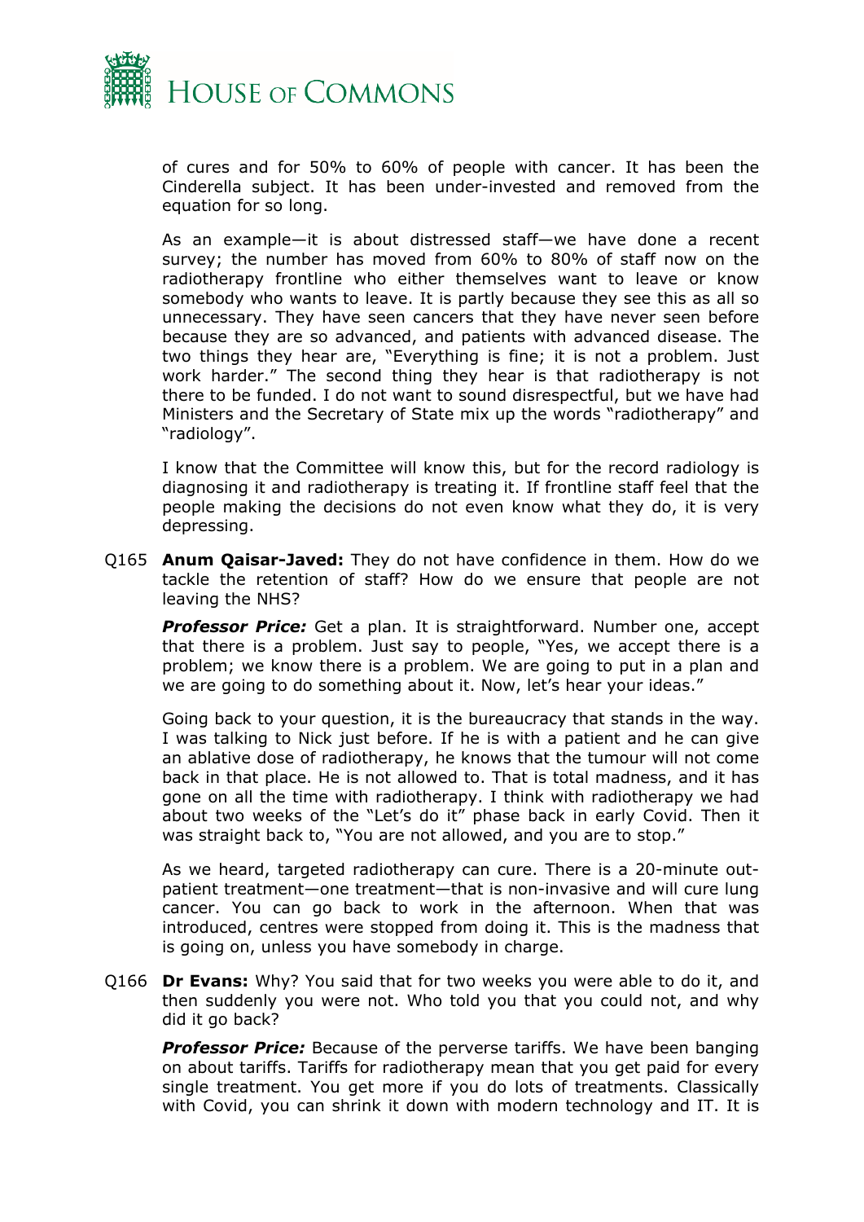of cures and for 50% to 60% of people with cancer. It has been the Cinderella subject. It has been under-invested and removed from the equation for so long.

As an example—it is about distressed staff—we have done a recent survey; the number has moved from 60% to 80% of staff now on the radiotherapy frontline who either themselves want to leave or know somebody who wants to leave. It is partly because they see this as all so unnecessary. They have seen cancers that they have never seen before because they are so advanced, and patients with advanced disease. The two things they hear are, "Everything is fine; it is not a problem. Just work harder." The second thing they hear is that radiotherapy is not there to be funded. I do not want to sound disrespectful, but we have had Ministers and the Secretary of State mix up the words "radiotherapy" and "radiology".

I know that the Committee will know this, but for the record radiology is diagnosing it and radiotherapy is treating it. If frontline staff feel that the people making the decisions do not even know what they do, it is very depressing.

Q165 **Anum Qaisar-Javed:** They do not have confidence in them. How do we tackle the retention of staff? How do we ensure that people are not leaving the NHS?

***Professor Price:*** Get a plan. It is straightforward. Number one, accept that there is a problem. Just say to people, "Yes, we accept there is a problem; we know there is a problem. We are going to put in a plan and we are going to do something about it. Now, let's hear your ideas."

Going back to your question, it is the bureaucracy that stands in the way. I was talking to Nick just before. If he is with a patient and he can give an ablative dose of radiotherapy, he knows that the tumour will not come back in that place. He is not allowed to. That is total madness, and it has gone on all the time with radiotherapy. I think with radiotherapy we had about two weeks of the "Let's do it" phase back in early Covid. Then it was straight back to, "You are not allowed, and you are to stop."

As we heard, targeted radiotherapy can cure. There is a 20-minute out-patient treatment—one treatment—that is non-invasive and will cure lung cancer. You can go back to work in the afternoon. When that was introduced, centres were stopped from doing it. This is the madness that is going on, unless you have somebody in charge.

Q166 **Dr Evans:** Why? You said that for two weeks you were able to do it, and then suddenly you were not. Who told you that you could not, and why did it go back?

***Professor Price:*** Because of the perverse tariffs. We have been banging on about tariffs. Tariffs for radiotherapy mean that you get paid for every single treatment. You get more if you do lots of treatments. Classically with Covid, you can shrink it down with modern technology and IT. It is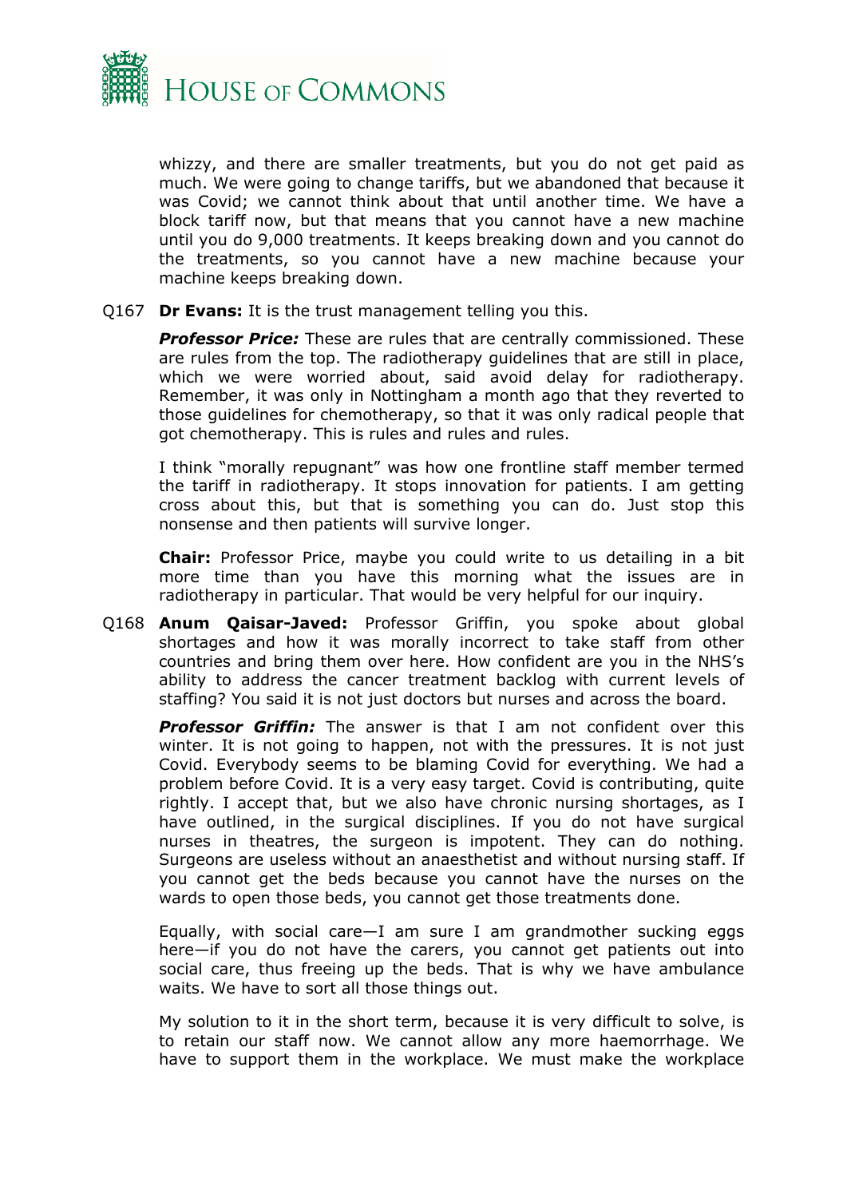whizzy, and there are smaller treatments, but you do not get paid as much. We were going to change tariffs, but we abandoned that because it was Covid; we cannot think about that until another time. We have a block tariff now, but that means that you cannot have a new machine until you do 9,000 treatments. It keeps breaking down and you cannot do the treatments, so you cannot have a new machine because your machine keeps breaking down.

Q167 **Dr Evans:** It is the trust management telling you this.

***Professor Price:*** These are rules that are centrally commissioned. These are rules from the top. The radiotherapy guidelines that are still in place, which we were worried about, said avoid delay for radiotherapy. Remember, it was only in Nottingham a month ago that they reverted to those guidelines for chemotherapy, so that it was only radical people that got chemotherapy. This is rules and rules and rules.

I think "morally repugnant" was how one frontline staff member termed the tariff in radiotherapy. It stops innovation for patients. I am getting cross about this, but that is something you can do. Just stop this nonsense and then patients will survive longer.

**Chair:** Professor Price, maybe you could write to us detailing in a bit more time than you have this morning what the issues are in radiotherapy in particular. That would be very helpful for our inquiry.

Q168 **Anum Qaisar-Javed:** Professor Griffin, you spoke about global shortages and how it was morally incorrect to take staff from other countries and bring them over here. How confident are you in the NHS's ability to address the cancer treatment backlog with current levels of staffing? You said it is not just doctors but nurses and across the board.

***Professor Griffin:*** The answer is that I am not confident over this winter. It is not going to happen, not with the pressures. It is not just Covid. Everybody seems to be blaming Covid for everything. We had a problem before Covid. It is a very easy target. Covid is contributing, quite rightly. I accept that, but we also have chronic nursing shortages, as I have outlined, in the surgical disciplines. If you do not have surgical nurses in theatres, the surgeon is impotent. They can do nothing. Surgeons are useless without an anaesthetist and without nursing staff. If you cannot get the beds because you cannot have the nurses on the wards to open those beds, you cannot get those treatments done.

Equally, with social care—I am sure I am grandmother sucking eggs here—if you do not have the carers, you cannot get patients out into social care, thus freeing up the beds. That is why we have ambulance waits. We have to sort all those things out.

My solution to it in the short term, because it is very difficult to solve, is to retain our staff now. We cannot allow any more haemorrhage. We have to support them in the workplace. We must make the workplace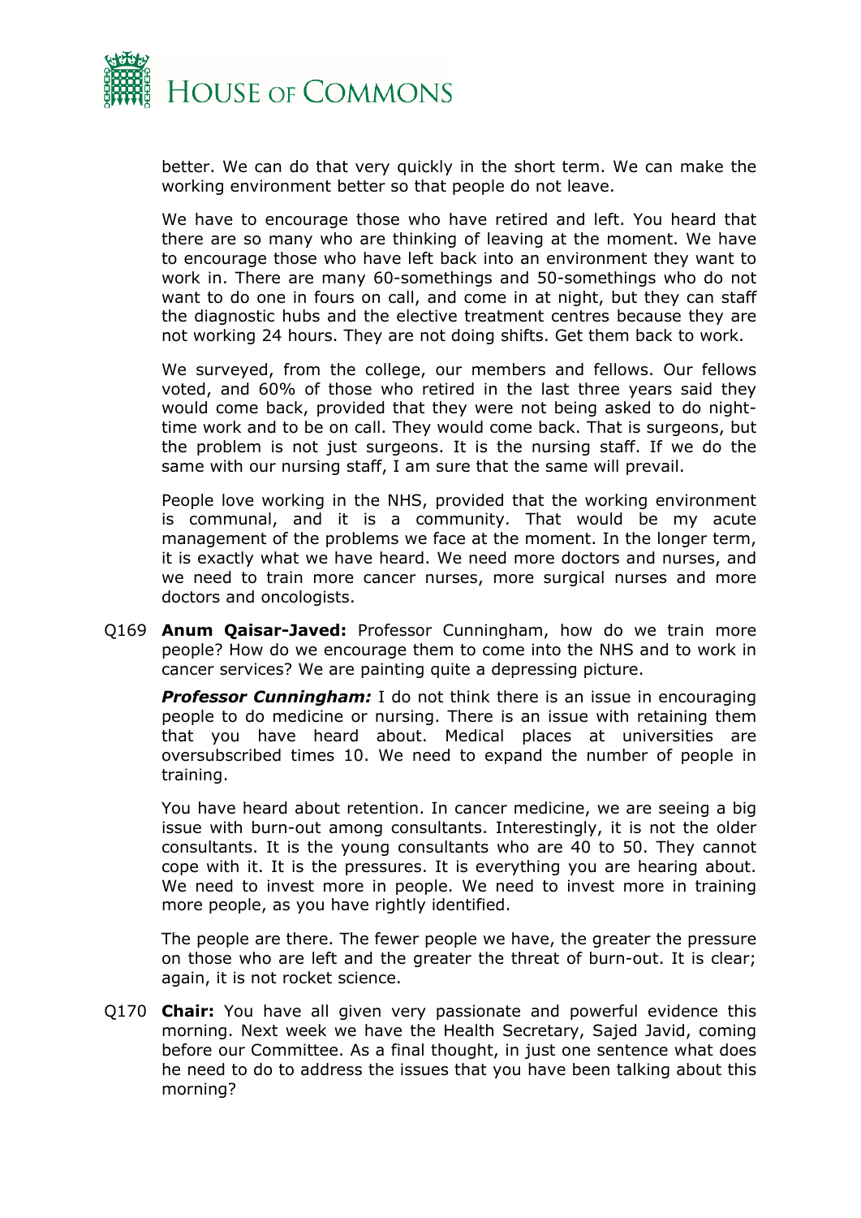better. We can do that very quickly in the short term. We can make the working environment better so that people do not leave.

We have to encourage those who have retired and left. You heard that there are so many who are thinking of leaving at the moment. We have to encourage those who have left back into an environment they want to work in. There are many 60-somethings and 50-somethings who do not want to do one in fours on call, and come in at night, but they can staff the diagnostic hubs and the elective treatment centres because they are not working 24 hours. They are not doing shifts. Get them back to work.

We surveyed, from the college, our members and fellows. Our fellows voted, and 60% of those who retired in the last three years said they would come back, provided that they were not being asked to do night-time work and to be on call. They would come back. That is surgeons, but the problem is not just surgeons. It is the nursing staff. If we do the same with our nursing staff, I am sure that the same will prevail.

People love working in the NHS, provided that the working environment is communal, and it is a community. That would be my acute management of the problems we face at the moment. In the longer term, it is exactly what we have heard. We need more doctors and nurses, and we need to train more cancer nurses, more surgical nurses and more doctors and oncologists.

Q169 **Anum Qaisar-Javed:** Professor Cunningham, how do we train more people? How do we encourage them to come into the NHS and to work in cancer services? We are painting quite a depressing picture.

***Professor Cunningham:*** I do not think there is an issue in encouraging people to do medicine or nursing. There is an issue with retaining them that you have heard about. Medical places at universities are oversubscribed times 10. We need to expand the number of people in training.

You have heard about retention. In cancer medicine, we are seeing a big issue with burn-out among consultants. Interestingly, it is not the older consultants. It is the young consultants who are 40 to 50. They cannot cope with it. It is the pressures. It is everything you are hearing about. We need to invest more in people. We need to invest more in training more people, as you have rightly identified.

The people are there. The fewer people we have, the greater the pressure on those who are left and the greater the threat of burn-out. It is clear; again, it is not rocket science.

Q170 **Chair:** You have all given very passionate and powerful evidence this morning. Next week we have the Health Secretary, Sajed Javid, coming before our Committee. As a final thought, in just one sentence what does he need to do to address the issues that you have been talking about this morning?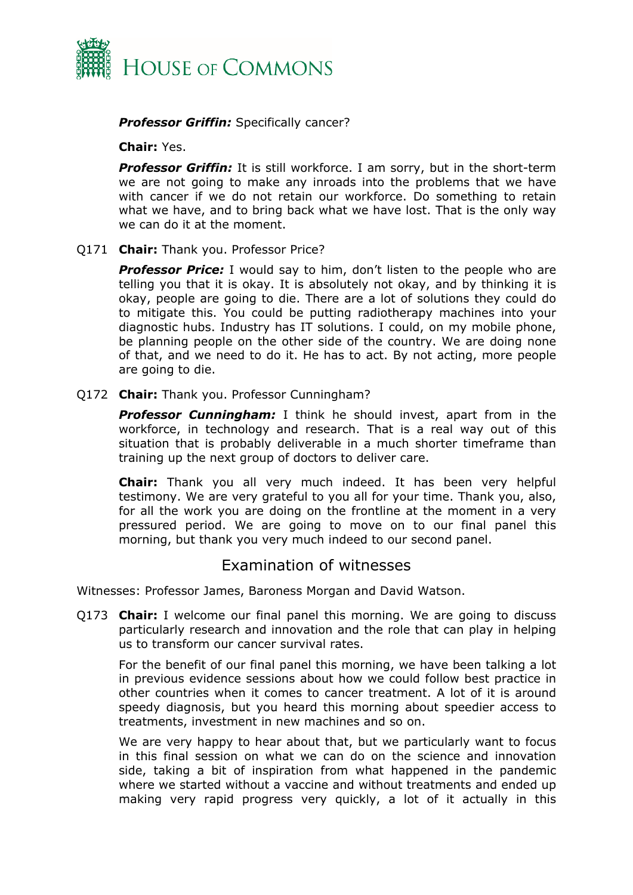***Professor Griffin:*** Specifically cancer?

**Chair:** Yes.

***Professor Griffin:*** It is still workforce. I am sorry, but in the short-term we are not going to make any inroads into the problems that we have with cancer if we do not retain our workforce. Do something to retain what we have, and to bring back what we have lost. That is the only way we can do it at the moment.

Q171 **Chair:** Thank you. Professor Price?

***Professor Price:*** I would say to him, don't listen to the people who are telling you that it is okay. It is absolutely not okay, and by thinking it is okay, people are going to die. There are a lot of solutions they could do to mitigate this. You could be putting radiotherapy machines into your diagnostic hubs. Industry has IT solutions. I could, on my mobile phone, be planning people on the other side of the country. We are doing none of that, and we need to do it. He has to act. By not acting, more people are going to die.

Q172 **Chair:** Thank you. Professor Cunningham?

***Professor Cunningham:*** I think he should invest, apart from in the workforce, in technology and research. That is a real way out of this situation that is probably deliverable in a much shorter timeframe than training up the next group of doctors to deliver care.

**Chair:** Thank you all very much indeed. It has been very helpful testimony. We are very grateful to you all for your time. Thank you, also, for all the work you are doing on the frontline at the moment in a very pressured period. We are going to move on to our final panel this morning, but thank you very much indeed to our second panel.

## Examination of witnesses

Witnesses: Professor James, Baroness Morgan and David Watson.

Q173 **Chair:** I welcome our final panel this morning. We are going to discuss particularly research and innovation and the role that can play in helping us to transform our cancer survival rates.

For the benefit of our final panel this morning, we have been talking a lot in previous evidence sessions about how we could follow best practice in other countries when it comes to cancer treatment. A lot of it is around speedy diagnosis, but you heard this morning about speedier access to treatments, investment in new machines and so on.

We are very happy to hear about that, but we particularly want to focus in this final session on what we can do on the science and innovation side, taking a bit of inspiration from what happened in the pandemic where we started without a vaccine and without treatments and ended up making very rapid progress very quickly, a lot of it actually in this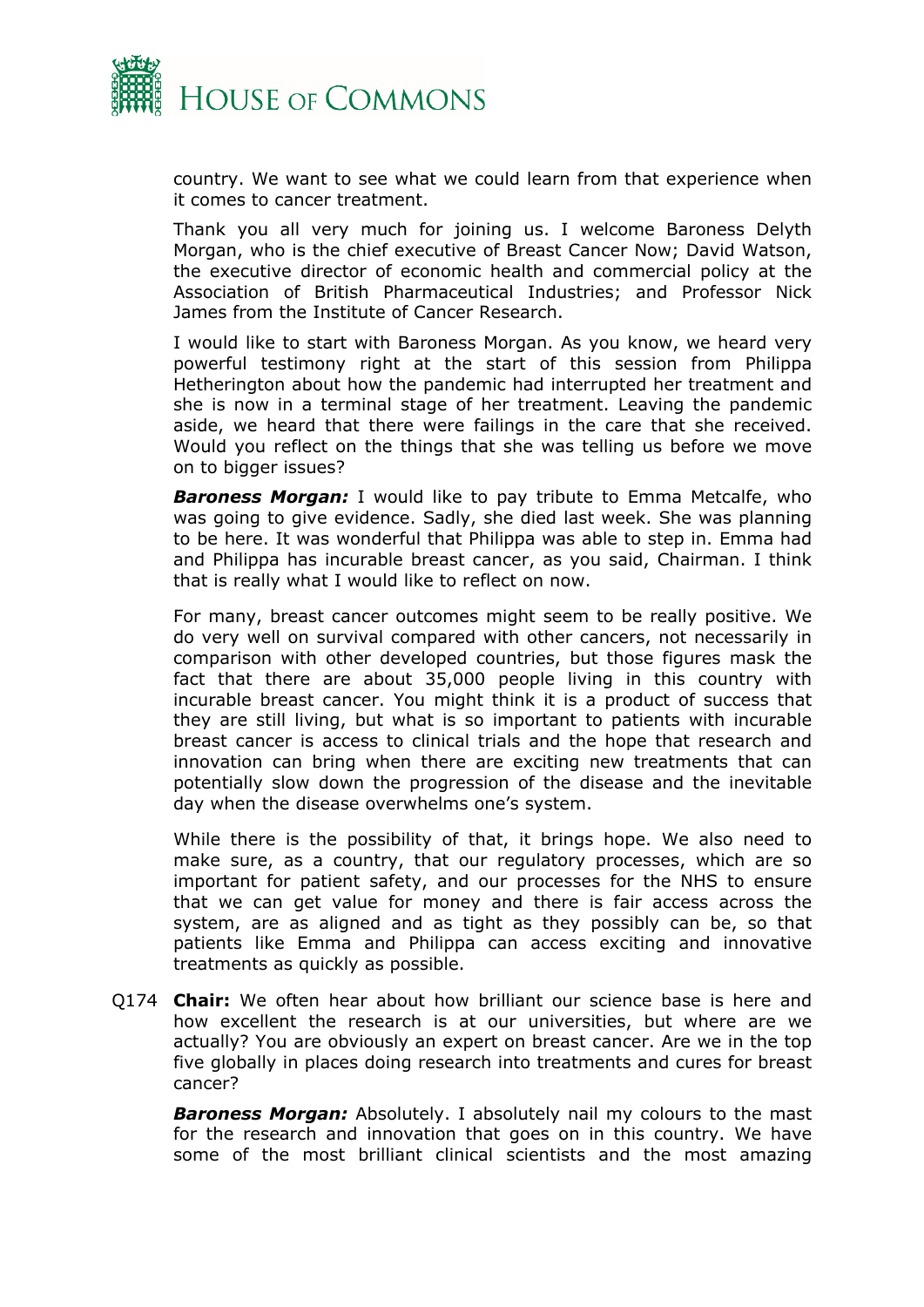country. We want to see what we could learn from that experience when it comes to cancer treatment.

Thank you all very much for joining us. I welcome Baroness Delyth Morgan, who is the chief executive of Breast Cancer Now; David Watson, the executive director of economic health and commercial policy at the Association of British Pharmaceutical Industries; and Professor Nick James from the Institute of Cancer Research.

I would like to start with Baroness Morgan. As you know, we heard very powerful testimony right at the start of this session from Philippa Hetherington about how the pandemic had interrupted her treatment and she is now in a terminal stage of her treatment. Leaving the pandemic aside, we heard that there were failings in the care that she received. Would you reflect on the things that she was telling us before we move on to bigger issues?

***Baroness Morgan:*** I would like to pay tribute to Emma Metcalfe, who was going to give evidence. Sadly, she died last week. She was planning to be here. It was wonderful that Philippa was able to step in. Emma had and Philippa has incurable breast cancer, as you said, Chairman. I think that is really what I would like to reflect on now.

For many, breast cancer outcomes might seem to be really positive. We do very well on survival compared with other cancers, not necessarily in comparison with other developed countries, but those figures mask the fact that there are about 35,000 people living in this country with incurable breast cancer. You might think it is a product of success that they are still living, but what is so important to patients with incurable breast cancer is access to clinical trials and the hope that research and innovation can bring when there are exciting new treatments that can potentially slow down the progression of the disease and the inevitable day when the disease overwhelms one's system.

While there is the possibility of that, it brings hope. We also need to make sure, as a country, that our regulatory processes, which are so important for patient safety, and our processes for the NHS to ensure that we can get value for money and there is fair access across the system, are as aligned and as tight as they possibly can be, so that patients like Emma and Philippa can access exciting and innovative treatments as quickly as possible.

Q174 **Chair:** We often hear about how brilliant our science base is here and how excellent the research is at our universities, but where are we actually? You are obviously an expert on breast cancer. Are we in the top five globally in places doing research into treatments and cures for breast cancer?

***Baroness Morgan:*** Absolutely. I absolutely nail my colours to the mast for the research and innovation that goes on in this country. We have some of the most brilliant clinical scientists and the most amazing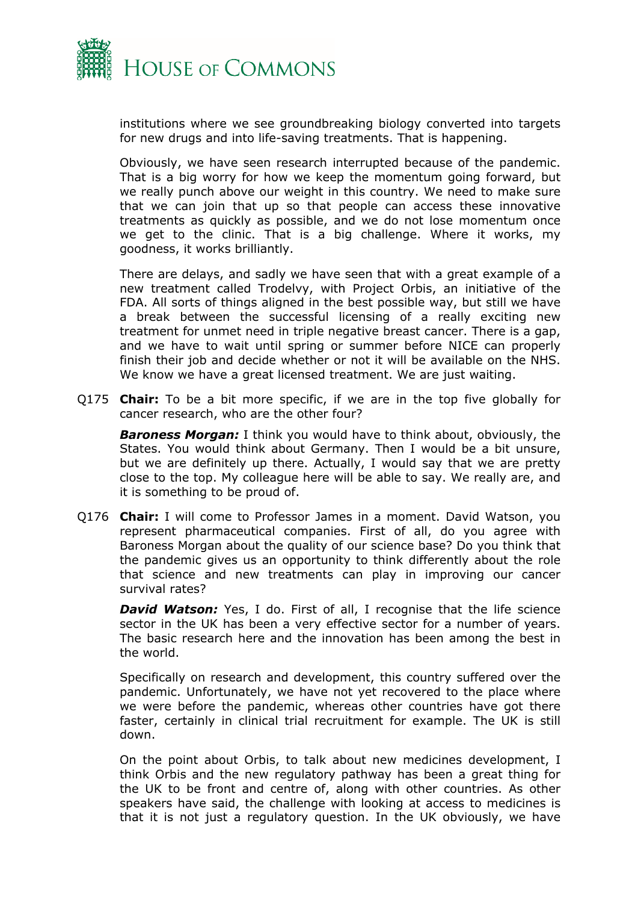institutions where we see groundbreaking biology converted into targets for new drugs and into life-saving treatments. That is happening.

Obviously, we have seen research interrupted because of the pandemic. That is a big worry for how we keep the momentum going forward, but we really punch above our weight in this country. We need to make sure that we can join that up so that people can access these innovative treatments as quickly as possible, and we do not lose momentum once we get to the clinic. That is a big challenge. Where it works, my goodness, it works brilliantly.

There are delays, and sadly we have seen that with a great example of a new treatment called Trodelvy, with Project Orbis, an initiative of the FDA. All sorts of things aligned in the best possible way, but still we have a break between the successful licensing of a really exciting new treatment for unmet need in triple negative breast cancer. There is a gap, and we have to wait until spring or summer before NICE can properly finish their job and decide whether or not it will be available on the NHS. We know we have a great licensed treatment. We are just waiting.

Q175 **Chair:** To be a bit more specific, if we are in the top five globally for cancer research, who are the other four?

***Baroness Morgan:*** I think you would have to think about, obviously, the States. You would think about Germany. Then I would be a bit unsure, but we are definitely up there. Actually, I would say that we are pretty close to the top. My colleague here will be able to say. We really are, and it is something to be proud of.

Q176 **Chair:** I will come to Professor James in a moment. David Watson, you represent pharmaceutical companies. First of all, do you agree with Baroness Morgan about the quality of our science base? Do you think that the pandemic gives us an opportunity to think differently about the role that science and new treatments can play in improving our cancer survival rates?

***David Watson:*** Yes, I do. First of all, I recognise that the life science sector in the UK has been a very effective sector for a number of years. The basic research here and the innovation has been among the best in the world.

Specifically on research and development, this country suffered over the pandemic. Unfortunately, we have not yet recovered to the place where we were before the pandemic, whereas other countries have got there faster, certainly in clinical trial recruitment for example. The UK is still down.

On the point about Orbis, to talk about new medicines development, I think Orbis and the new regulatory pathway has been a great thing for the UK to be front and centre of, along with other countries. As other speakers have said, the challenge with looking at access to medicines is that it is not just a regulatory question. In the UK obviously, we have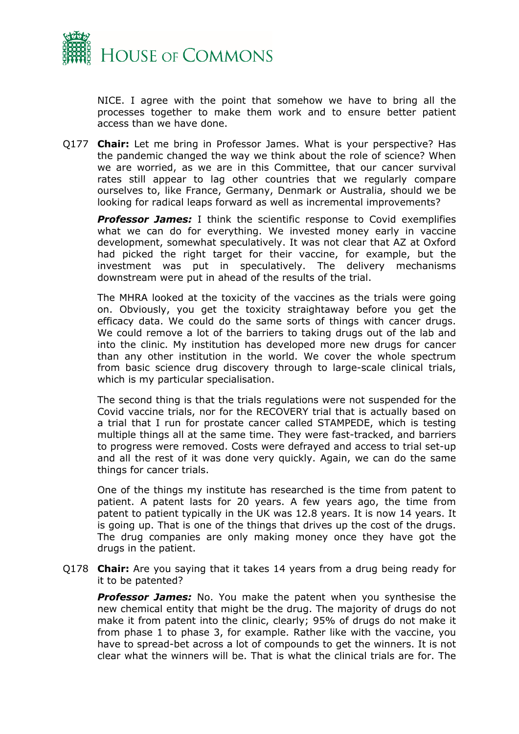NICE. I agree with the point that somehow we have to bring all the processes together to make them work and to ensure better patient access than we have done.

Q177 **Chair:** Let me bring in Professor James. What is your perspective? Has the pandemic changed the way we think about the role of science? When we are worried, as we are in this Committee, that our cancer survival rates still appear to lag other countries that we regularly compare ourselves to, like France, Germany, Denmark or Australia, should we be looking for radical leaps forward as well as incremental improvements?

***Professor James:*** I think the scientific response to Covid exemplifies what we can do for everything. We invested money early in vaccine development, somewhat speculatively. It was not clear that AZ at Oxford had picked the right target for their vaccine, for example, but the investment was put in speculatively. The delivery mechanisms downstream were put in ahead of the results of the trial.

The MHRA looked at the toxicity of the vaccines as the trials were going on. Obviously, you get the toxicity straightaway before you get the efficacy data. We could do the same sorts of things with cancer drugs. We could remove a lot of the barriers to taking drugs out of the lab and into the clinic. My institution has developed more new drugs for cancer than any other institution in the world. We cover the whole spectrum from basic science drug discovery through to large-scale clinical trials, which is my particular specialisation.

The second thing is that the trials regulations were not suspended for the Covid vaccine trials, nor for the RECOVERY trial that is actually based on a trial that I run for prostate cancer called STAMPEDE, which is testing multiple things all at the same time. They were fast-tracked, and barriers to progress were removed. Costs were defrayed and access to trial set-up and all the rest of it was done very quickly. Again, we can do the same things for cancer trials.

One of the things my institute has researched is the time from patent to patient. A patent lasts for 20 years. A few years ago, the time from patent to patient typically in the UK was 12.8 years. It is now 14 years. It is going up. That is one of the things that drives up the cost of the drugs. The drug companies are only making money once they have got the drugs in the patient.

Q178 **Chair:** Are you saying that it takes 14 years from a drug being ready for it to be patented?

***Professor James:*** No. You make the patent when you synthesise the new chemical entity that might be the drug. The majority of drugs do not make it from patent into the clinic, clearly; 95% of drugs do not make it from phase 1 to phase 3, for example. Rather like with the vaccine, you have to spread-bet across a lot of compounds to get the winners. It is not clear what the winners will be. That is what the clinical trials are for. The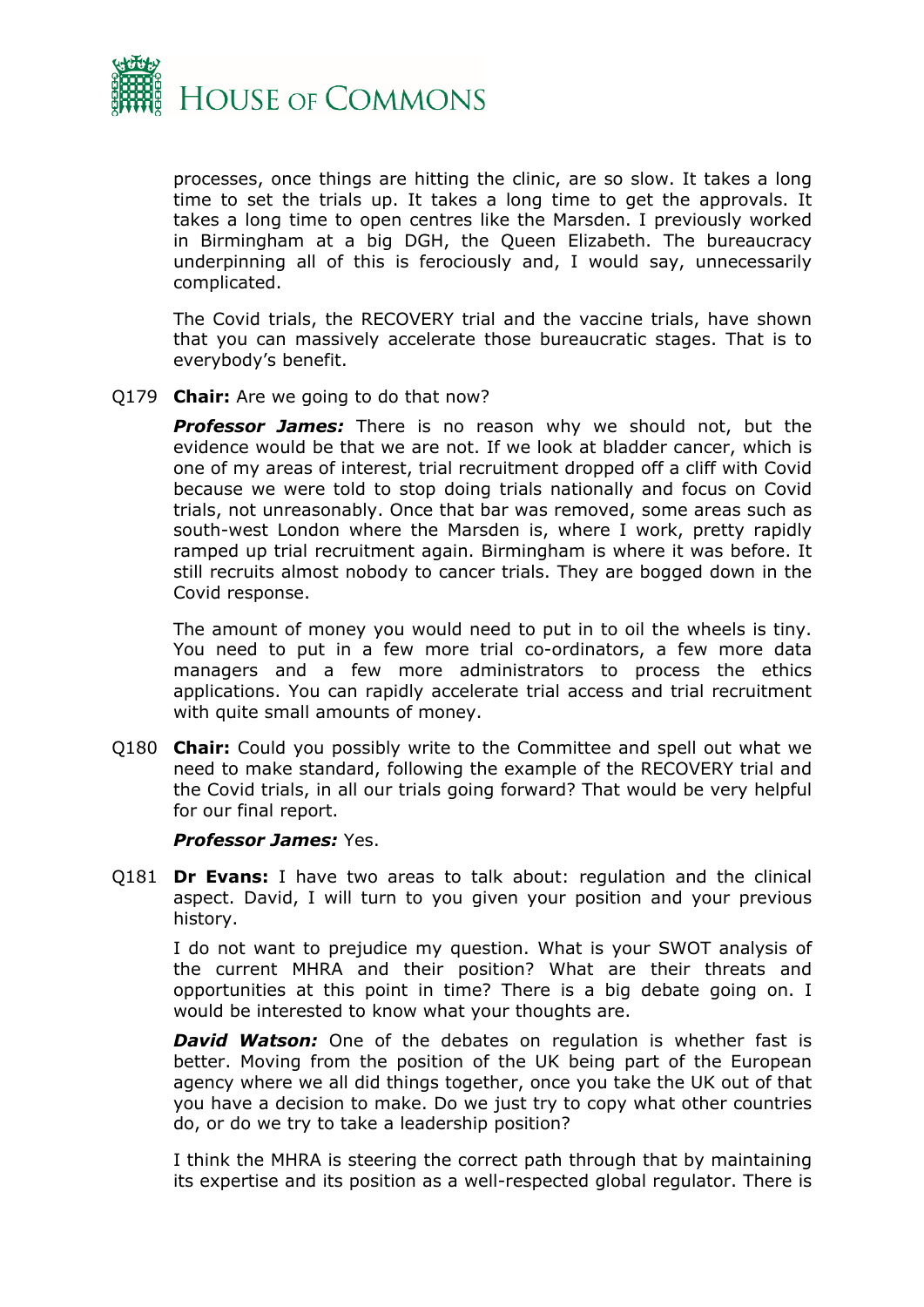processes, once things are hitting the clinic, are so slow. It takes a long time to set the trials up. It takes a long time to get the approvals. It takes a long time to open centres like the Marsden. I previously worked in Birmingham at a big DGH, the Queen Elizabeth. The bureaucracy underpinning all of this is ferociously and, I would say, unnecessarily complicated.

The Covid trials, the RECOVERY trial and the vaccine trials, have shown that you can massively accelerate those bureaucratic stages. That is to everybody's benefit.

Q179 **Chair:** Are we going to do that now?

***Professor James:*** There is no reason why we should not, but the evidence would be that we are not. If we look at bladder cancer, which is one of my areas of interest, trial recruitment dropped off a cliff with Covid because we were told to stop doing trials nationally and focus on Covid trials, not unreasonably. Once that bar was removed, some areas such as south-west London where the Marsden is, where I work, pretty rapidly ramped up trial recruitment again. Birmingham is where it was before. It still recruits almost nobody to cancer trials. They are bogged down in the Covid response.

The amount of money you would need to put in to oil the wheels is tiny. You need to put in a few more trial co-ordinators, a few more data managers and a few more administrators to process the ethics applications. You can rapidly accelerate trial access and trial recruitment with quite small amounts of money.

Q180 **Chair:** Could you possibly write to the Committee and spell out what we need to make standard, following the example of the RECOVERY trial and the Covid trials, in all our trials going forward? That would be very helpful for our final report.

***Professor James:*** Yes.

Q181 **Dr Evans:** I have two areas to talk about: regulation and the clinical aspect. David, I will turn to you given your position and your previous history.

I do not want to prejudice my question. What is your SWOT analysis of the current MHRA and their position? What are their threats and opportunities at this point in time? There is a big debate going on. I would be interested to know what your thoughts are.

***David Watson:*** One of the debates on regulation is whether fast is better. Moving from the position of the UK being part of the European agency where we all did things together, once you take the UK out of that you have a decision to make. Do we just try to copy what other countries do, or do we try to take a leadership position?

I think the MHRA is steering the correct path through that by maintaining its expertise and its position as a well-respected global regulator. There is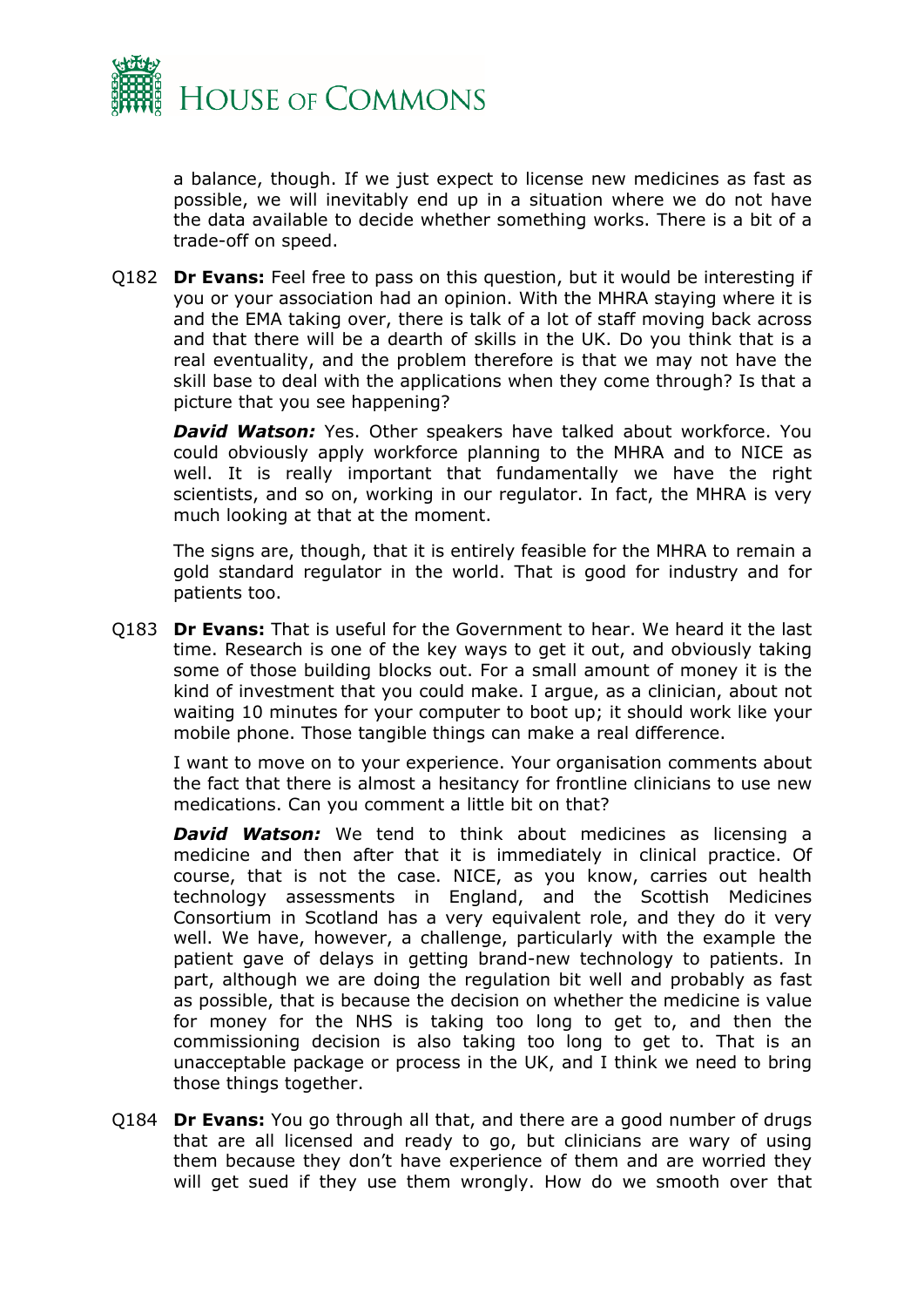a balance, though. If we just expect to license new medicines as fast as possible, we will inevitably end up in a situation where we do not have the data available to decide whether something works. There is a bit of a trade-off on speed.

Q182 **Dr Evans:** Feel free to pass on this question, but it would be interesting if you or your association had an opinion. With the MHRA staying where it is and the EMA taking over, there is talk of a lot of staff moving back across and that there will be a dearth of skills in the UK. Do you think that is a real eventuality, and the problem therefore is that we may not have the skill base to deal with the applications when they come through? Is that a picture that you see happening?

***David Watson:*** Yes. Other speakers have talked about workforce. You could obviously apply workforce planning to the MHRA and to NICE as well. It is really important that fundamentally we have the right scientists, and so on, working in our regulator. In fact, the MHRA is very much looking at that at the moment.

The signs are, though, that it is entirely feasible for the MHRA to remain a gold standard regulator in the world. That is good for industry and for patients too.

Q183 **Dr Evans:** That is useful for the Government to hear. We heard it the last time. Research is one of the key ways to get it out, and obviously taking some of those building blocks out. For a small amount of money it is the kind of investment that you could make. I argue, as a clinician, about not waiting 10 minutes for your computer to boot up; it should work like your mobile phone. Those tangible things can make a real difference.

I want to move on to your experience. Your organisation comments about the fact that there is almost a hesitancy for frontline clinicians to use new medications. Can you comment a little bit on that?

***David Watson:*** We tend to think about medicines as licensing a medicine and then after that it is immediately in clinical practice. Of course, that is not the case. NICE, as you know, carries out health technology assessments in England, and the Scottish Medicines Consortium in Scotland has a very equivalent role, and they do it very well. We have, however, a challenge, particularly with the example the patient gave of delays in getting brand-new technology to patients. In part, although we are doing the regulation bit well and probably as fast as possible, that is because the decision on whether the medicine is value for money for the NHS is taking too long to get to, and then the commissioning decision is also taking too long to get to. That is an unacceptable package or process in the UK, and I think we need to bring those things together.

Q184 **Dr Evans:** You go through all that, and there are a good number of drugs that are all licensed and ready to go, but clinicians are wary of using them because they don't have experience of them and are worried they will get sued if they use them wrongly. How do we smooth over that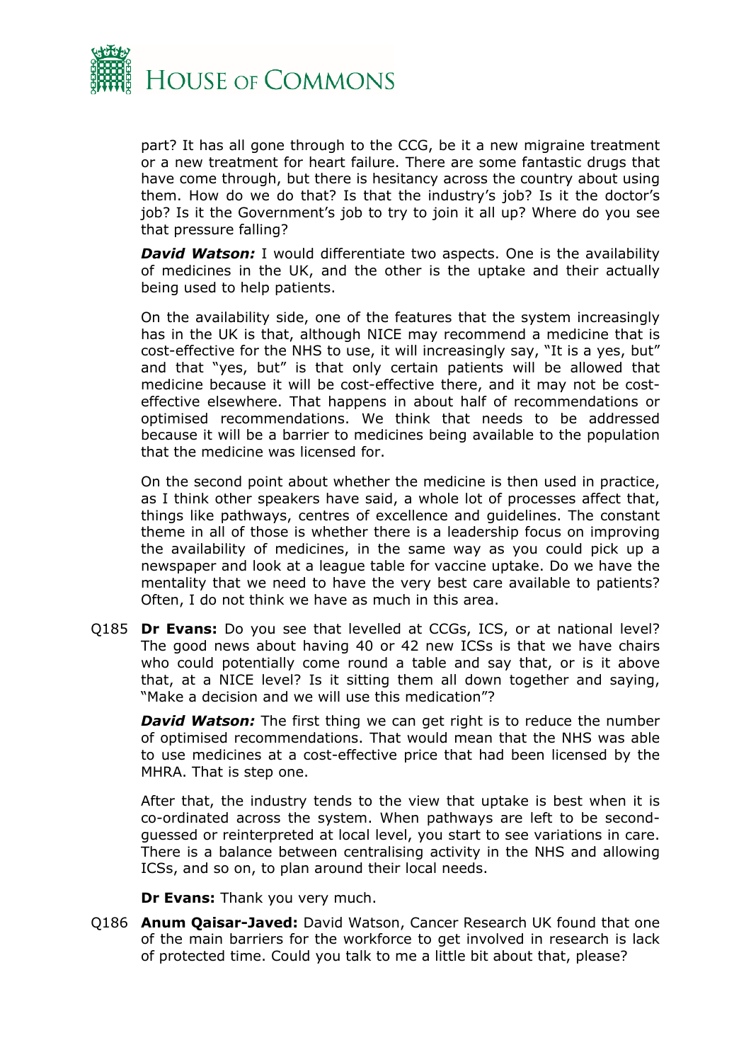part? It has all gone through to the CCG, be it a new migraine treatment or a new treatment for heart failure. There are some fantastic drugs that have come through, but there is hesitancy across the country about using them. How do we do that? Is that the industry's job? Is it the doctor's job? Is it the Government's job to try to join it all up? Where do you see that pressure falling?

***David Watson:*** I would differentiate two aspects. One is the availability of medicines in the UK, and the other is the uptake and their actually being used to help patients.

On the availability side, one of the features that the system increasingly has in the UK is that, although NICE may recommend a medicine that is cost-effective for the NHS to use, it will increasingly say, "It is a yes, but" and that "yes, but" is that only certain patients will be allowed that medicine because it will be cost-effective there, and it may not be cost-effective elsewhere. That happens in about half of recommendations or optimised recommendations. We think that needs to be addressed because it will be a barrier to medicines being available to the population that the medicine was licensed for.

On the second point about whether the medicine is then used in practice, as I think other speakers have said, a whole lot of processes affect that, things like pathways, centres of excellence and guidelines. The constant theme in all of those is whether there is a leadership focus on improving the availability of medicines, in the same way as you could pick up a newspaper and look at a league table for vaccine uptake. Do we have the mentality that we need to have the very best care available to patients? Often, I do not think we have as much in this area.

Q185 **Dr Evans:** Do you see that levelled at CCGs, ICS, or at national level? The good news about having 40 or 42 new ICSs is that we have chairs who could potentially come round a table and say that, or is it above that, at a NICE level? Is it sitting them all down together and saying, "Make a decision and we will use this medication"?

***David Watson:*** The first thing we can get right is to reduce the number of optimised recommendations. That would mean that the NHS was able to use medicines at a cost-effective price that had been licensed by the MHRA. That is step one.

After that, the industry tends to the view that uptake is best when it is co-ordinated across the system. When pathways are left to be second-guessed or reinterpreted at local level, you start to see variations in care. There is a balance between centralising activity in the NHS and allowing ICSs, and so on, to plan around their local needs.

**Dr Evans:** Thank you very much.

Q186 **Anum Qaisar-Javed:** David Watson, Cancer Research UK found that one of the main barriers for the workforce to get involved in research is lack of protected time. Could you talk to me a little bit about that, please?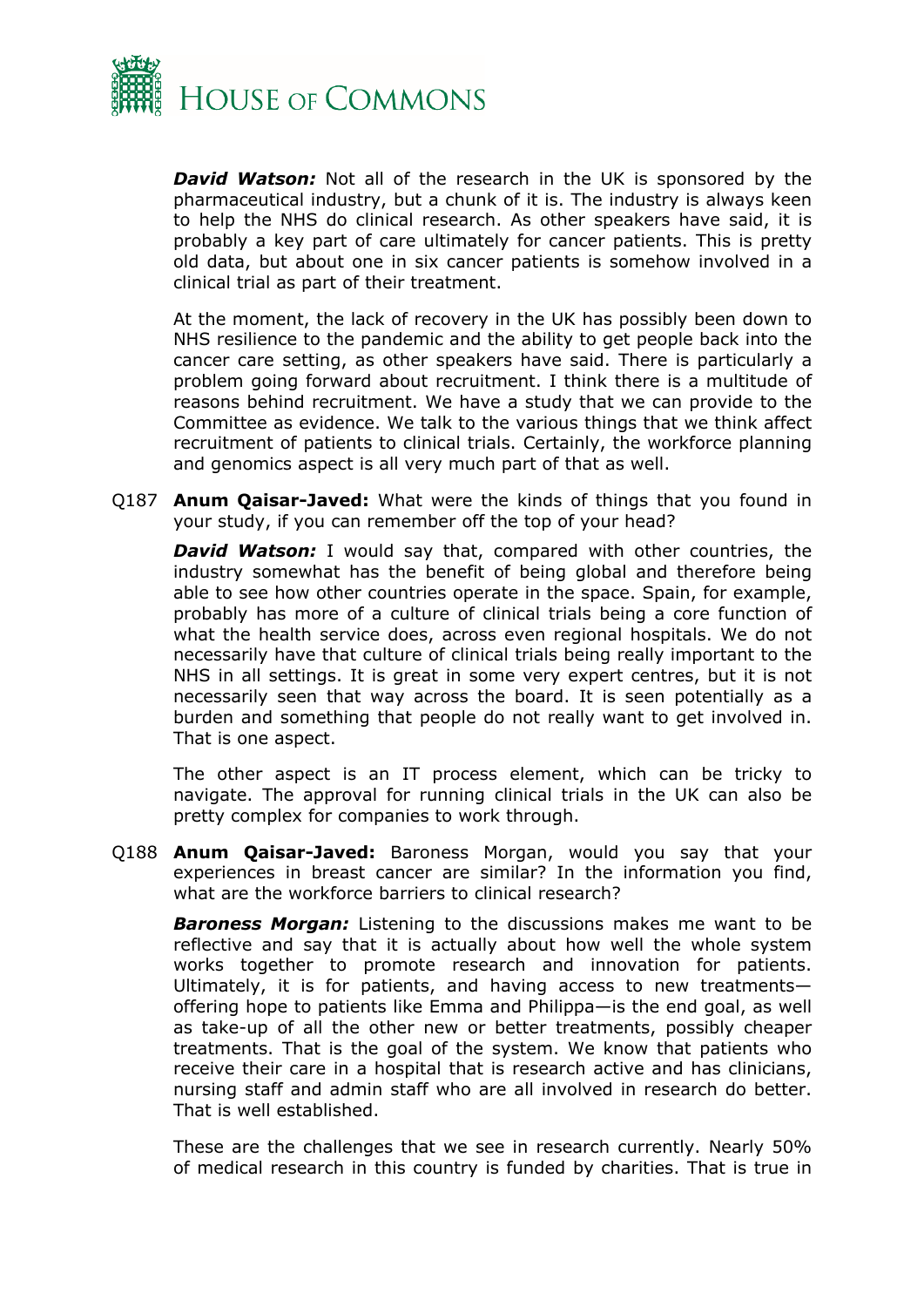***David Watson:*** Not all of the research in the UK is sponsored by the pharmaceutical industry, but a chunk of it is. The industry is always keen to help the NHS do clinical research. As other speakers have said, it is probably a key part of care ultimately for cancer patients. This is pretty old data, but about one in six cancer patients is somehow involved in a clinical trial as part of their treatment.

At the moment, the lack of recovery in the UK has possibly been down to NHS resilience to the pandemic and the ability to get people back into the cancer care setting, as other speakers have said. There is particularly a problem going forward about recruitment. I think there is a multitude of reasons behind recruitment. We have a study that we can provide to the Committee as evidence. We talk to the various things that we think affect recruitment of patients to clinical trials. Certainly, the workforce planning and genomics aspect is all very much part of that as well.

Q187 **Anum Qaisar-Javed:** What were the kinds of things that you found in your study, if you can remember off the top of your head?

***David Watson:*** I would say that, compared with other countries, the industry somewhat has the benefit of being global and therefore being able to see how other countries operate in the space. Spain, for example, probably has more of a culture of clinical trials being a core function of what the health service does, across even regional hospitals. We do not necessarily have that culture of clinical trials being really important to the NHS in all settings. It is great in some very expert centres, but it is not necessarily seen that way across the board. It is seen potentially as a burden and something that people do not really want to get involved in. That is one aspect.

The other aspect is an IT process element, which can be tricky to navigate. The approval for running clinical trials in the UK can also be pretty complex for companies to work through.

Q188 **Anum Qaisar-Javed:** Baroness Morgan, would you say that your experiences in breast cancer are similar? In the information you find, what are the workforce barriers to clinical research?

***Baroness Morgan:*** Listening to the discussions makes me want to be reflective and say that it is actually about how well the whole system works together to promote research and innovation for patients. Ultimately, it is for patients, and having access to new treatments—offering hope to patients like Emma and Philippa—is the end goal, as well as take-up of all the other new or better treatments, possibly cheaper treatments. That is the goal of the system. We know that patients who receive their care in a hospital that is research active and has clinicians, nursing staff and admin staff who are all involved in research do better. That is well established.

These are the challenges that we see in research currently. Nearly 50% of medical research in this country is funded by charities. That is true in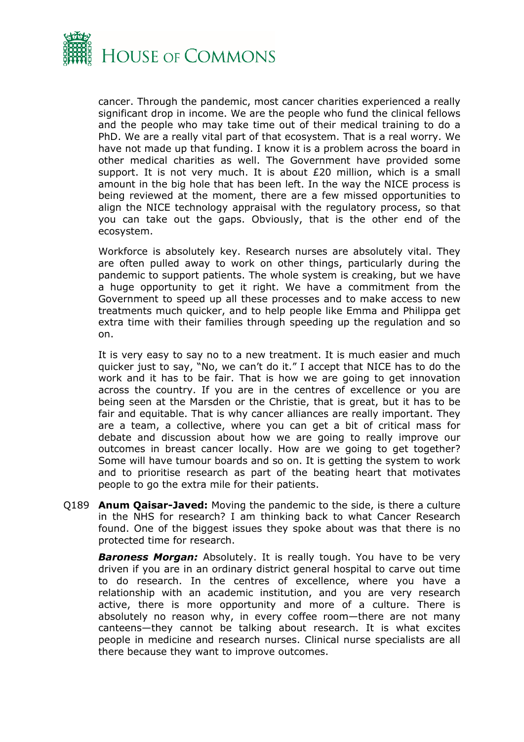cancer. Through the pandemic, most cancer charities experienced a really significant drop in income. We are the people who fund the clinical fellows and the people who may take time out of their medical training to do a PhD. We are a really vital part of that ecosystem. That is a real worry. We have not made up that funding. I know it is a problem across the board in other medical charities as well. The Government have provided some support. It is not very much. It is about £20 million, which is a small amount in the big hole that has been left. In the way the NICE process is being reviewed at the moment, there are a few missed opportunities to align the NICE technology appraisal with the regulatory process, so that you can take out the gaps. Obviously, that is the other end of the ecosystem.

Workforce is absolutely key. Research nurses are absolutely vital. They are often pulled away to work on other things, particularly during the pandemic to support patients. The whole system is creaking, but we have a huge opportunity to get it right. We have a commitment from the Government to speed up all these processes and to make access to new treatments much quicker, and to help people like Emma and Philippa get extra time with their families through speeding up the regulation and so on.

It is very easy to say no to a new treatment. It is much easier and much quicker just to say, "No, we can't do it." I accept that NICE has to do the work and it has to be fair. That is how we are going to get innovation across the country. If you are in the centres of excellence or you are being seen at the Marsden or the Christie, that is great, but it has to be fair and equitable. That is why cancer alliances are really important. They are a team, a collective, where you can get a bit of critical mass for debate and discussion about how we are going to really improve our outcomes in breast cancer locally. How are we going to get together? Some will have tumour boards and so on. It is getting the system to work and to prioritise research as part of the beating heart that motivates people to go the extra mile for their patients.

Q189 **Anum Qaisar-Javed:** Moving the pandemic to the side, is there a culture in the NHS for research? I am thinking back to what Cancer Research found. One of the biggest issues they spoke about was that there is no protected time for research.

***Baroness Morgan:*** Absolutely. It is really tough. You have to be very driven if you are in an ordinary district general hospital to carve out time to do research. In the centres of excellence, where you have a relationship with an academic institution, and you are very research active, there is more opportunity and more of a culture. There is absolutely no reason why, in every coffee room—there are not many canteens—they cannot be talking about research. It is what excites people in medicine and research nurses. Clinical nurse specialists are all there because they want to improve outcomes.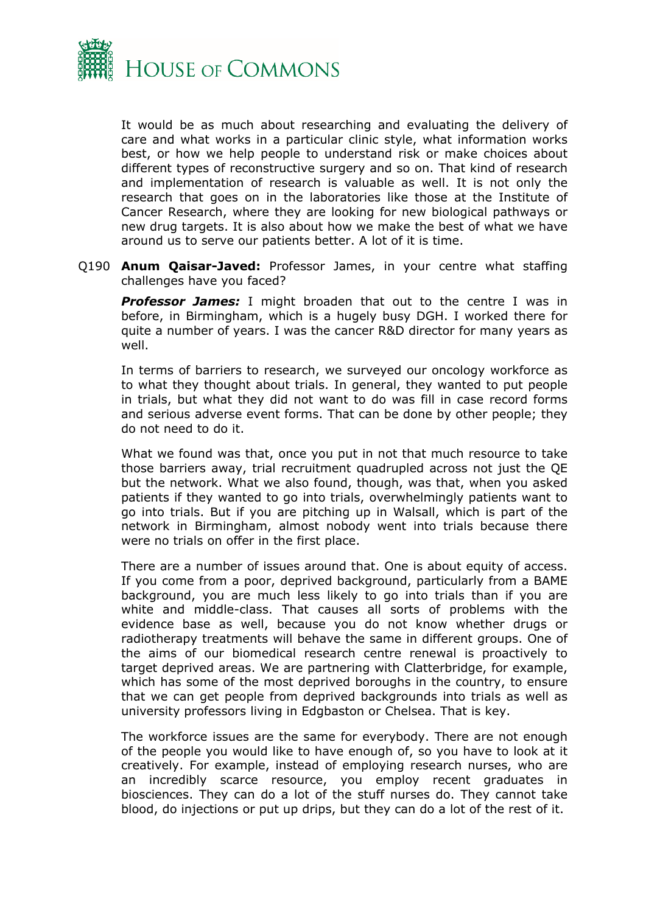It would be as much about researching and evaluating the delivery of care and what works in a particular clinic style, what information works best, or how we help people to understand risk or make choices about different types of reconstructive surgery and so on. That kind of research and implementation of research is valuable as well. It is not only the research that goes on in the laboratories like those at the Institute of Cancer Research, where they are looking for new biological pathways or new drug targets. It is also about how we make the best of what we have around us to serve our patients better. A lot of it is time.

Q190 **Anum Qaisar-Javed:** Professor James, in your centre what staffing challenges have you faced?

***Professor James:*** I might broaden that out to the centre I was in before, in Birmingham, which is a hugely busy DGH. I worked there for quite a number of years. I was the cancer R&D director for many years as well.

In terms of barriers to research, we surveyed our oncology workforce as to what they thought about trials. In general, they wanted to put people in trials, but what they did not want to do was fill in case record forms and serious adverse event forms. That can be done by other people; they do not need to do it.

What we found was that, once you put in not that much resource to take those barriers away, trial recruitment quadrupled across not just the QE but the network. What we also found, though, was that, when you asked patients if they wanted to go into trials, overwhelmingly patients want to go into trials. But if you are pitching up in Walsall, which is part of the network in Birmingham, almost nobody went into trials because there were no trials on offer in the first place.

There are a number of issues around that. One is about equity of access. If you come from a poor, deprived background, particularly from a BAME background, you are much less likely to go into trials than if you are white and middle-class. That causes all sorts of problems with the evidence base as well, because you do not know whether drugs or radiotherapy treatments will behave the same in different groups. One of the aims of our biomedical research centre renewal is proactively to target deprived areas. We are partnering with Clatterbridge, for example, which has some of the most deprived boroughs in the country, to ensure that we can get people from deprived backgrounds into trials as well as university professors living in Edgbaston or Chelsea. That is key.

The workforce issues are the same for everybody. There are not enough of the people you would like to have enough of, so you have to look at it creatively. For example, instead of employing research nurses, who are an incredibly scarce resource, you employ recent graduates in biosciences. They can do a lot of the stuff nurses do. They cannot take blood, do injections or put up drips, but they can do a lot of the rest of it.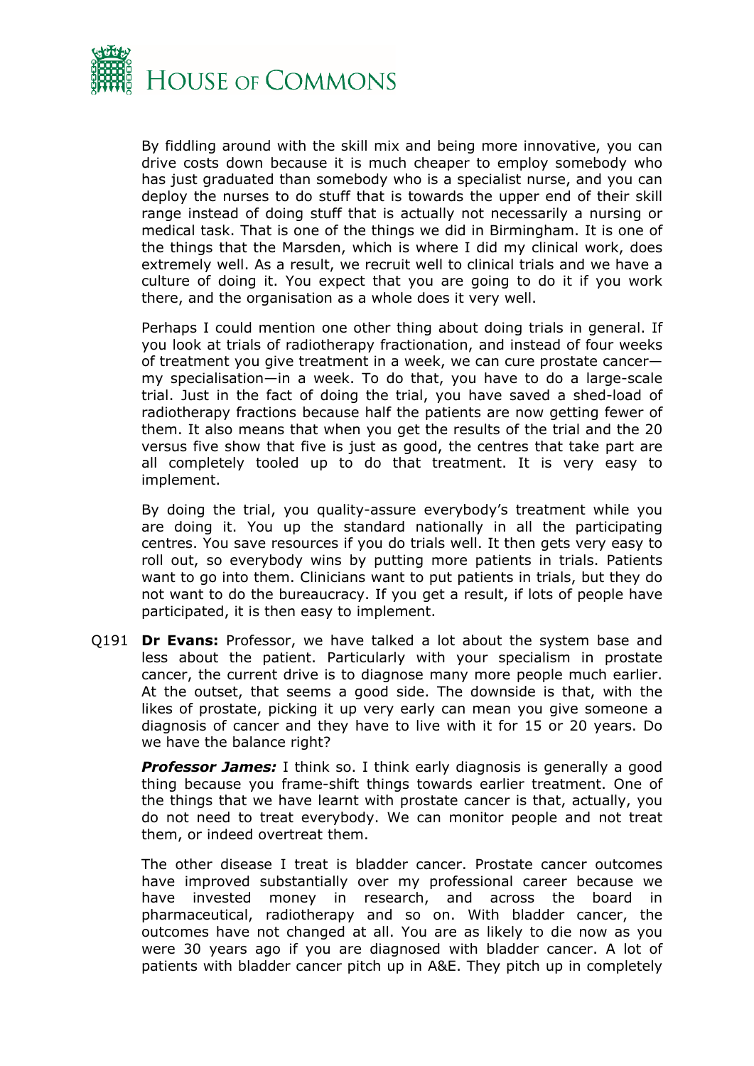By fiddling around with the skill mix and being more innovative, you can drive costs down because it is much cheaper to employ somebody who has just graduated than somebody who is a specialist nurse, and you can deploy the nurses to do stuff that is towards the upper end of their skill range instead of doing stuff that is actually not necessarily a nursing or medical task. That is one of the things we did in Birmingham. It is one of the things that the Marsden, which is where I did my clinical work, does extremely well. As a result, we recruit well to clinical trials and we have a culture of doing it. You expect that you are going to do it if you work there, and the organisation as a whole does it very well.

Perhaps I could mention one other thing about doing trials in general. If you look at trials of radiotherapy fractionation, and instead of four weeks of treatment you give treatment in a week, we can cure prostate cancer—my specialisation—in a week. To do that, you have to do a large-scale trial. Just in the fact of doing the trial, you have saved a shed-load of radiotherapy fractions because half the patients are now getting fewer of them. It also means that when you get the results of the trial and the 20 versus five show that five is just as good, the centres that take part are all completely tooled up to do that treatment. It is very easy to implement.

By doing the trial, you quality-assure everybody's treatment while you are doing it. You up the standard nationally in all the participating centres. You save resources if you do trials well. It then gets very easy to roll out, so everybody wins by putting more patients in trials. Patients want to go into them. Clinicians want to put patients in trials, but they do not want to do the bureaucracy. If you get a result, if lots of people have participated, it is then easy to implement.

Q191 **Dr Evans:** Professor, we have talked a lot about the system base and less about the patient. Particularly with your specialism in prostate cancer, the current drive is to diagnose many more people much earlier. At the outset, that seems a good side. The downside is that, with the likes of prostate, picking it up very early can mean you give someone a diagnosis of cancer and they have to live with it for 15 or 20 years. Do we have the balance right?

***Professor James:*** I think so. I think early diagnosis is generally a good thing because you frame-shift things towards earlier treatment. One of the things that we have learnt with prostate cancer is that, actually, you do not need to treat everybody. We can monitor people and not treat them, or indeed overtreat them.

The other disease I treat is bladder cancer. Prostate cancer outcomes have improved substantially over my professional career because we have invested money in research, and across the board in pharmaceutical, radiotherapy and so on. With bladder cancer, the outcomes have not changed at all. You are as likely to die now as you were 30 years ago if you are diagnosed with bladder cancer. A lot of patients with bladder cancer pitch up in A&E. They pitch up in completely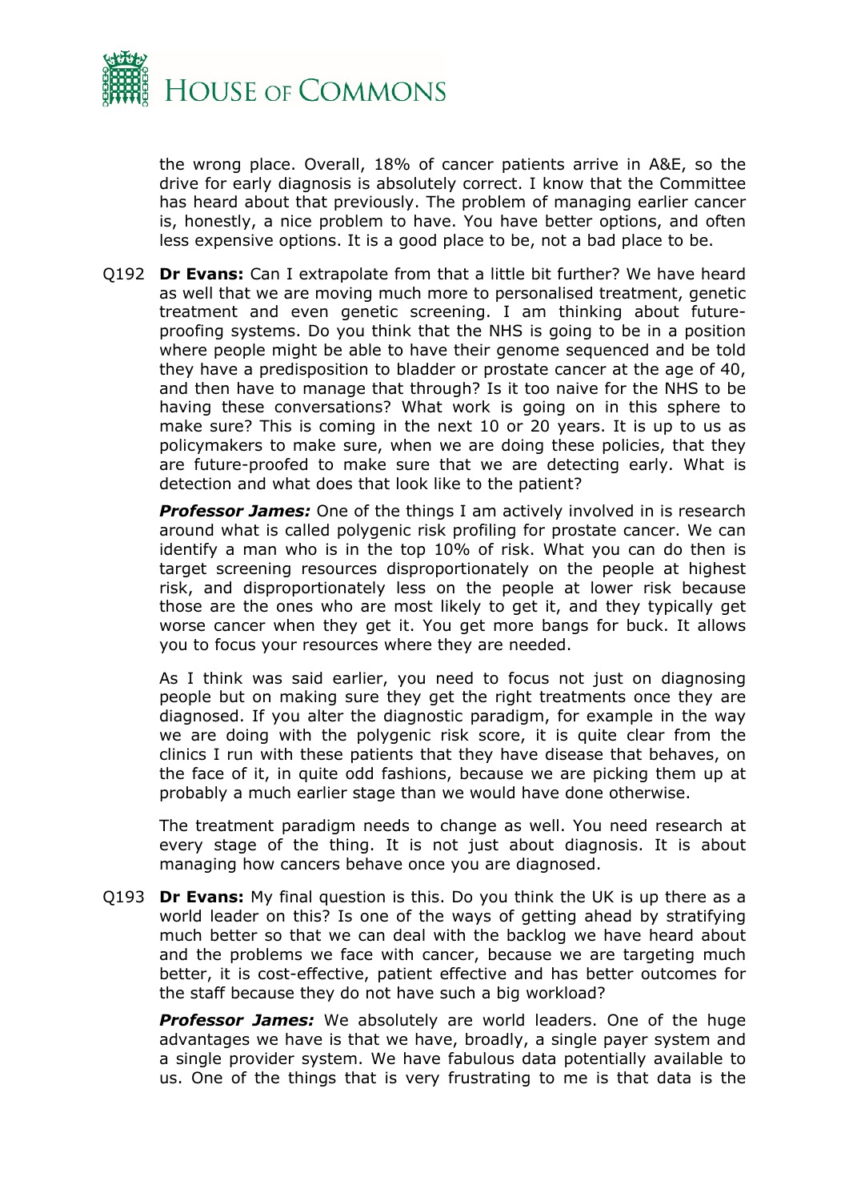the wrong place. Overall, 18% of cancer patients arrive in A&E, so the drive for early diagnosis is absolutely correct. I know that the Committee has heard about that previously. The problem of managing earlier cancer is, honestly, a nice problem to have. You have better options, and often less expensive options. It is a good place to be, not a bad place to be.

Q192 **Dr Evans:** Can I extrapolate from that a little bit further? We have heard as well that we are moving much more to personalised treatment, genetic treatment and even genetic screening. I am thinking about future-proofing systems. Do you think that the NHS is going to be in a position where people might be able to have their genome sequenced and be told they have a predisposition to bladder or prostate cancer at the age of 40, and then have to manage that through? Is it too naive for the NHS to be having these conversations? What work is going on in this sphere to make sure? This is coming in the next 10 or 20 years. It is up to us as policymakers to make sure, when we are doing these policies, that they are future-proofed to make sure that we are detecting early. What is detection and what does that look like to the patient?

***Professor James:*** One of the things I am actively involved in is research around what is called polygenic risk profiling for prostate cancer. We can identify a man who is in the top 10% of risk. What you can do then is target screening resources disproportionately on the people at highest risk, and disproportionately less on the people at lower risk because those are the ones who are most likely to get it, and they typically get worse cancer when they get it. You get more bangs for buck. It allows you to focus your resources where they are needed.

As I think was said earlier, you need to focus not just on diagnosing people but on making sure they get the right treatments once they are diagnosed. If you alter the diagnostic paradigm, for example in the way we are doing with the polygenic risk score, it is quite clear from the clinics I run with these patients that they have disease that behaves, on the face of it, in quite odd fashions, because we are picking them up at probably a much earlier stage than we would have done otherwise.

The treatment paradigm needs to change as well. You need research at every stage of the thing. It is not just about diagnosis. It is about managing how cancers behave once you are diagnosed.

Q193 **Dr Evans:** My final question is this. Do you think the UK is up there as a world leader on this? Is one of the ways of getting ahead by stratifying much better so that we can deal with the backlog we have heard about and the problems we face with cancer, because we are targeting much better, it is cost-effective, patient effective and has better outcomes for the staff because they do not have such a big workload?

***Professor James:*** We absolutely are world leaders. One of the huge advantages we have is that we have, broadly, a single payer system and a single provider system. We have fabulous data potentially available to us. One of the things that is very frustrating to me is that data is the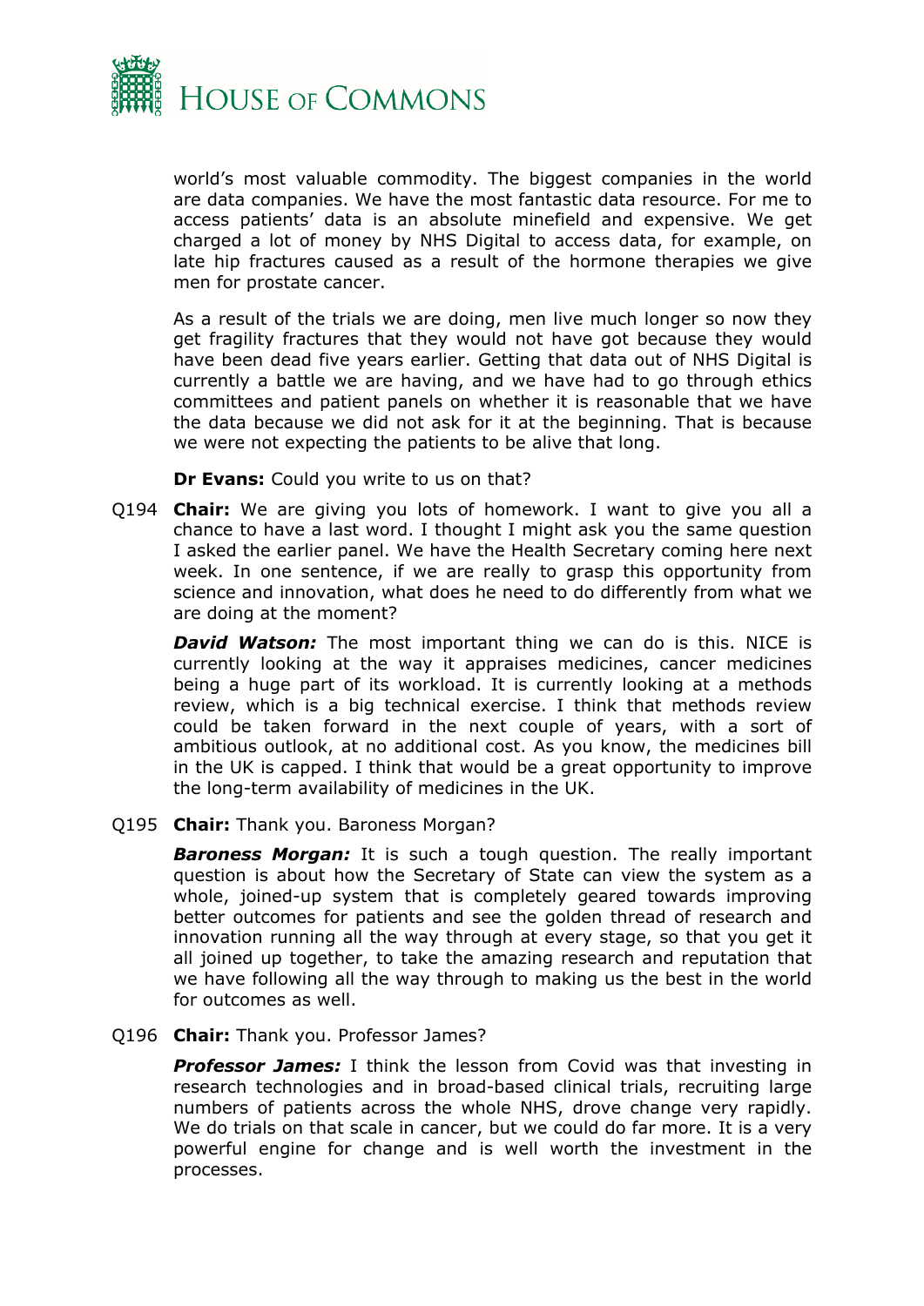world's most valuable commodity. The biggest companies in the world are data companies. We have the most fantastic data resource. For me to access patients' data is an absolute minefield and expensive. We get charged a lot of money by NHS Digital to access data, for example, on late hip fractures caused as a result of the hormone therapies we give men for prostate cancer.

As a result of the trials we are doing, men live much longer so now they get fragility fractures that they would not have got because they would have been dead five years earlier. Getting that data out of NHS Digital is currently a battle we are having, and we have had to go through ethics committees and patient panels on whether it is reasonable that we have the data because we did not ask for it at the beginning. That is because we were not expecting the patients to be alive that long.

**Dr Evans:** Could you write to us on that?

Q194 **Chair:** We are giving you lots of homework. I want to give you all a chance to have a last word. I thought I might ask you the same question I asked the earlier panel. We have the Health Secretary coming here next week. In one sentence, if we are really to grasp this opportunity from science and innovation, what does he need to do differently from what we are doing at the moment?

***David Watson:*** The most important thing we can do is this. NICE is currently looking at the way it appraises medicines, cancer medicines being a huge part of its workload. It is currently looking at a methods review, which is a big technical exercise. I think that methods review could be taken forward in the next couple of years, with a sort of ambitious outlook, at no additional cost. As you know, the medicines bill in the UK is capped. I think that would be a great opportunity to improve the long-term availability of medicines in the UK.

Q195 **Chair:** Thank you. Baroness Morgan?

***Baroness Morgan:*** It is such a tough question. The really important question is about how the Secretary of State can view the system as a whole, joined-up system that is completely geared towards improving better outcomes for patients and see the golden thread of research and innovation running all the way through at every stage, so that you get it all joined up together, to take the amazing research and reputation that we have following all the way through to making us the best in the world for outcomes as well.

Q196 **Chair:** Thank you. Professor James?

***Professor James:*** I think the lesson from Covid was that investing in research technologies and in broad-based clinical trials, recruiting large numbers of patients across the whole NHS, drove change very rapidly. We do trials on that scale in cancer, but we could do far more. It is a very powerful engine for change and is well worth the investment in the processes.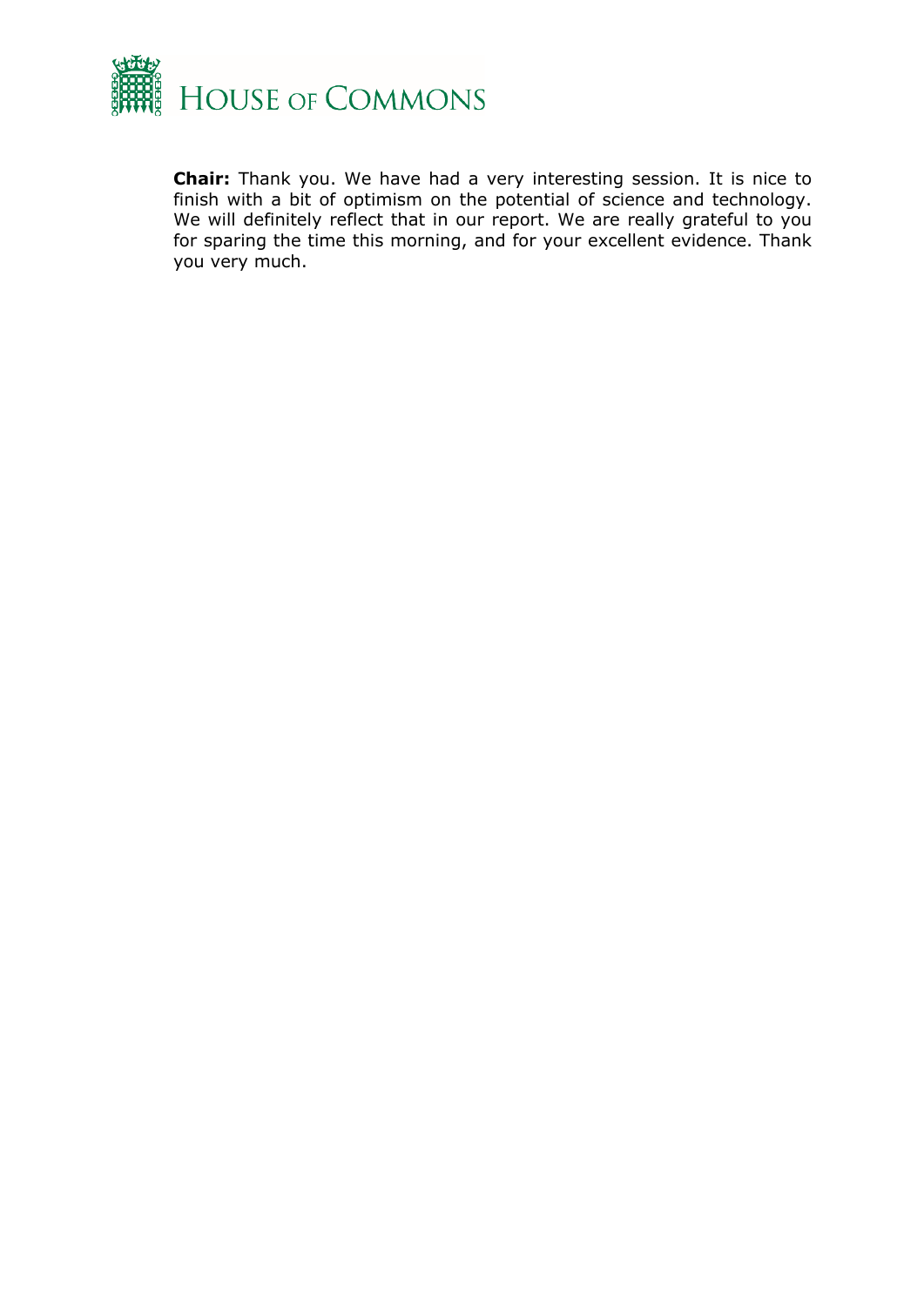**Chair:** Thank you. We have had a very interesting session. It is nice to finish with a bit of optimism on the potential of science and technology. We will definitely reflect that in our report. We are really grateful to you for sparing the time this morning, and for your excellent evidence. Thank you very much.